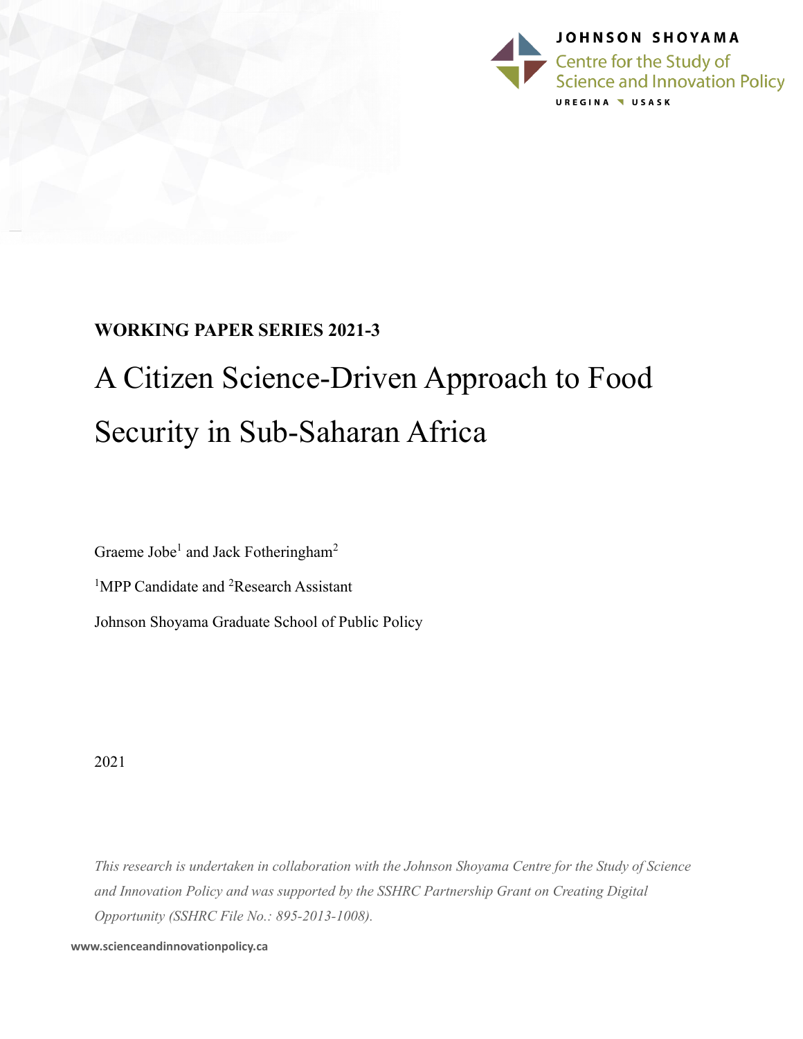JOHNSON SHOYAMA

Centre for the Study of Science and Innovation Policy

UREGINA USASK

**WORKING PAPER SERIES 2021-3**

# A Citizen Science-Driven Approach to Food Security in Sub-Saharan Africa

Graeme Jobe[1] and Jack Fotheringham[2]

[1]MPP Candidate and [2]Research Assistant

Johnson Shoyama Graduate School of Public Policy

2021

*This research is undertaken in collaboration with the Johnson Shoyama Centre for the Study of Science and Innovation Policy and was supported by the SSHRC Partnership Grant on Creating Digital Opportunity (SSHRC File No.: 895-2013-1008).*

**www.scienceandinnovationpolicy.ca**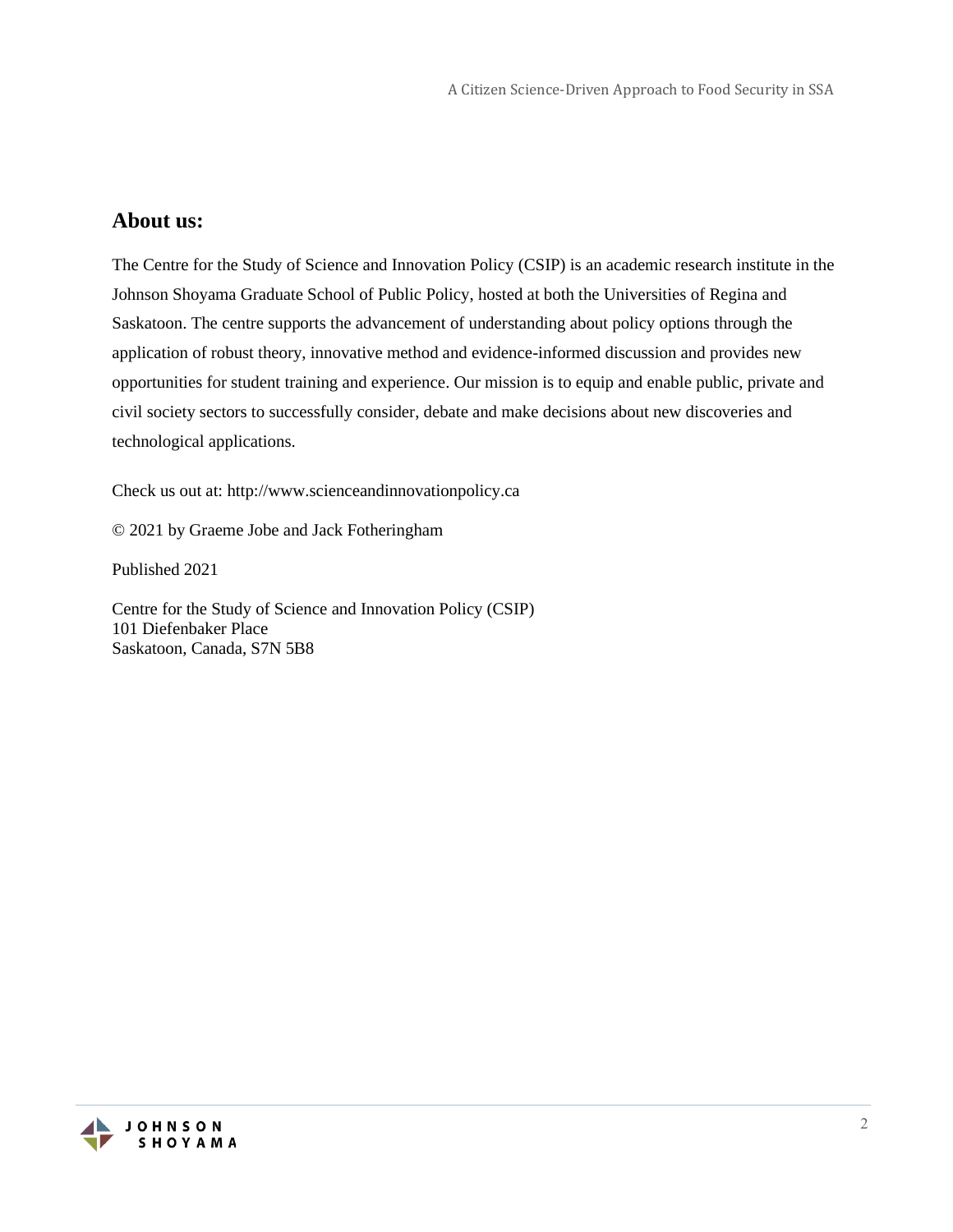## About us:

The Centre for the Study of Science and Innovation Policy (CSIP) is an academic research institute in the Johnson Shoyama Graduate School of Public Policy, hosted at both the Universities of Regina and Saskatoon. The centre supports the advancement of understanding about policy options through the application of robust theory, innovative method and evidence-informed discussion and provides new opportunities for student training and experience. Our mission is to equip and enable public, private and civil society sectors to successfully consider, debate and make decisions about new discoveries and technological applications.

Check us out at: http://www.scienceandinnovationpolicy.ca

© 2021 by Graeme Jobe and Jack Fotheringham

Published 2021

Centre for the Study of Science and Innovation Policy (CSIP)
101 Diefenbaker Place
Saskatoon, Canada, S7N 5B8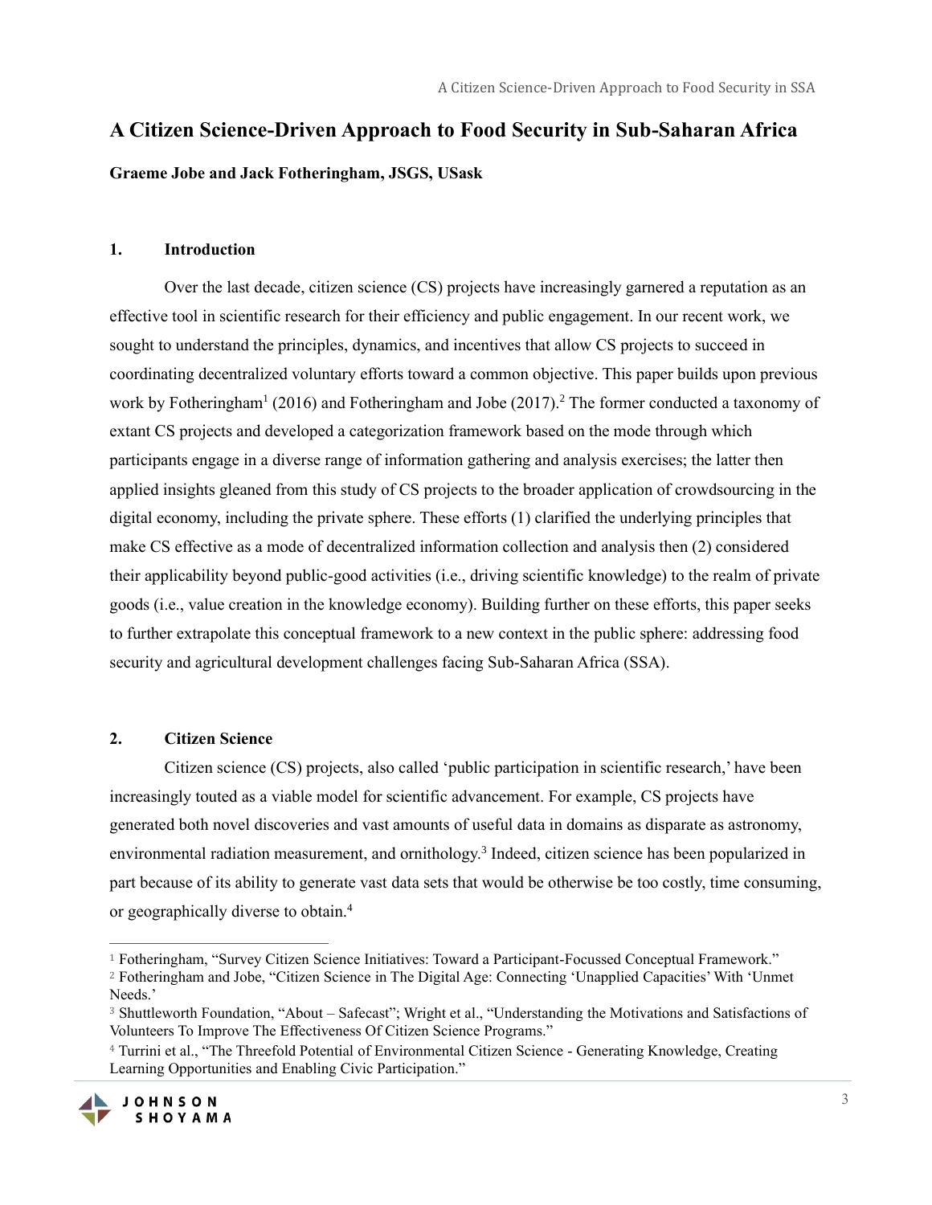# A Citizen Science-Driven Approach to Food Security in Sub-Saharan Africa

**Graeme Jobe and Jack Fotheringham, JSGS, USask**

## 1. Introduction

Over the last decade, citizen science (CS) projects have increasingly garnered a reputation as an effective tool in scientific research for their efficiency and public engagement. In our recent work, we sought to understand the principles, dynamics, and incentives that allow CS projects to succeed in coordinating decentralized voluntary efforts toward a common objective. This paper builds upon previous work by Fotheringham[1] (2016) and Fotheringham and Jobe (2017).[2] The former conducted a taxonomy of extant CS projects and developed a categorization framework based on the mode through which participants engage in a diverse range of information gathering and analysis exercises; the latter then applied insights gleaned from this study of CS projects to the broader application of crowdsourcing in the digital economy, including the private sphere. These efforts (1) clarified the underlying principles that make CS effective as a mode of decentralized information collection and analysis then (2) considered their applicability beyond public-good activities (i.e., driving scientific knowledge) to the realm of private goods (i.e., value creation in the knowledge economy). Building further on these efforts, this paper seeks to further extrapolate this conceptual framework to a new context in the public sphere: addressing food security and agricultural development challenges facing Sub-Saharan Africa (SSA).

## 2. Citizen Science

Citizen science (CS) projects, also called 'public participation in scientific research,' have been increasingly touted as a viable model for scientific advancement. For example, CS projects have generated both novel discoveries and vast amounts of useful data in domains as disparate as astronomy, environmental radiation measurement, and ornithology.[3] Indeed, citizen science has been popularized in part because of its ability to generate vast data sets that would be otherwise be too costly, time consuming, or geographically diverse to obtain.[4]

---

[1] Fotheringham, "Survey Citizen Science Initiatives: Toward a Participant-Focussed Conceptual Framework."

[2] Fotheringham and Jobe, "Citizen Science in The Digital Age: Connecting 'Unapplied Capacities' With 'Unmet Needs.'

[3] Shuttleworth Foundation, "About – Safecast"; Wright et al., "Understanding the Motivations and Satisfactions of Volunteers To Improve The Effectiveness Of Citizen Science Programs."

[4] Turrini et al., "The Threefold Potential of Environmental Citizen Science - Generating Knowledge, Creating Learning Opportunities and Enabling Civic Participation."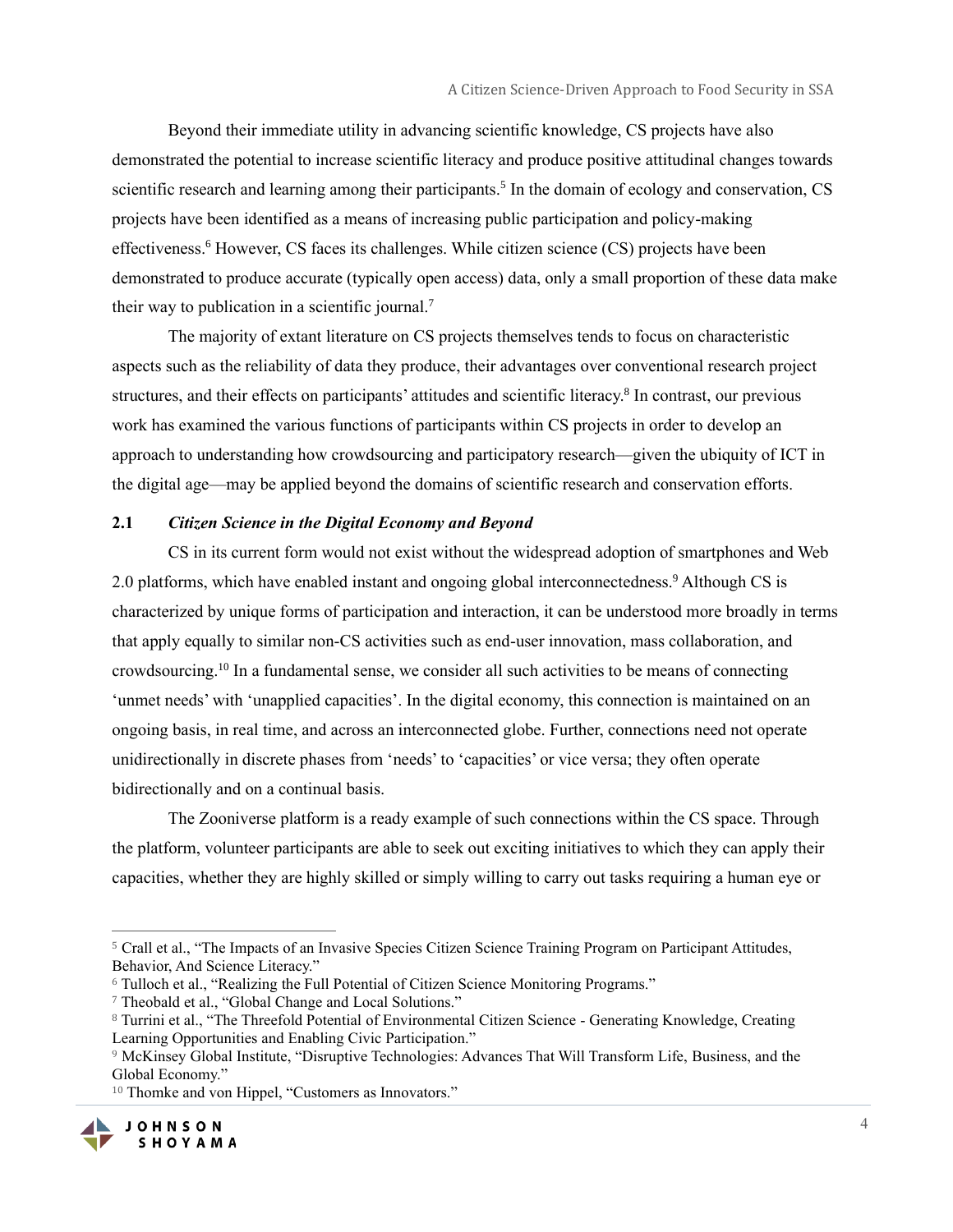Beyond their immediate utility in advancing scientific knowledge, CS projects have also demonstrated the potential to increase scientific literacy and produce positive attitudinal changes towards scientific research and learning among their participants.[5] In the domain of ecology and conservation, CS projects have been identified as a means of increasing public participation and policy-making effectiveness.[6] However, CS faces its challenges. While citizen science (CS) projects have been demonstrated to produce accurate (typically open access) data, only a small proportion of these data make their way to publication in a scientific journal.[7]

The majority of extant literature on CS projects themselves tends to focus on characteristic aspects such as the reliability of data they produce, their advantages over conventional research project structures, and their effects on participants' attitudes and scientific literacy.[8] In contrast, our previous work has examined the various functions of participants within CS projects in order to develop an approach to understanding how crowdsourcing and participatory research—given the ubiquity of ICT in the digital age—may be applied beyond the domains of scientific research and conservation efforts.

### 2.1 *Citizen Science in the Digital Economy and Beyond*

CS in its current form would not exist without the widespread adoption of smartphones and Web 2.0 platforms, which have enabled instant and ongoing global interconnectedness.[9] Although CS is characterized by unique forms of participation and interaction, it can be understood more broadly in terms that apply equally to similar non-CS activities such as end-user innovation, mass collaboration, and crowdsourcing.[10] In a fundamental sense, we consider all such activities to be means of connecting 'unmet needs' with 'unapplied capacities'. In the digital economy, this connection is maintained on an ongoing basis, in real time, and across an interconnected globe. Further, connections need not operate unidirectionally in discrete phases from 'needs' to 'capacities' or vice versa; they often operate bidirectionally and on a continual basis.

The Zooniverse platform is a ready example of such connections within the CS space. Through the platform, volunteer participants are able to seek out exciting initiatives to which they can apply their capacities, whether they are highly skilled or simply willing to carry out tasks requiring a human eye or

---

[5] Crall et al., "The Impacts of an Invasive Species Citizen Science Training Program on Participant Attitudes, Behavior, And Science Literacy."

[6] Tulloch et al., "Realizing the Full Potential of Citizen Science Monitoring Programs."

[7] Theobald et al., "Global Change and Local Solutions."

[8] Turrini et al., "The Threefold Potential of Environmental Citizen Science - Generating Knowledge, Creating Learning Opportunities and Enabling Civic Participation."

[9] McKinsey Global Institute, "Disruptive Technologies: Advances That Will Transform Life, Business, and the Global Economy."

[10] Thomke and von Hippel, "Customers as Innovators."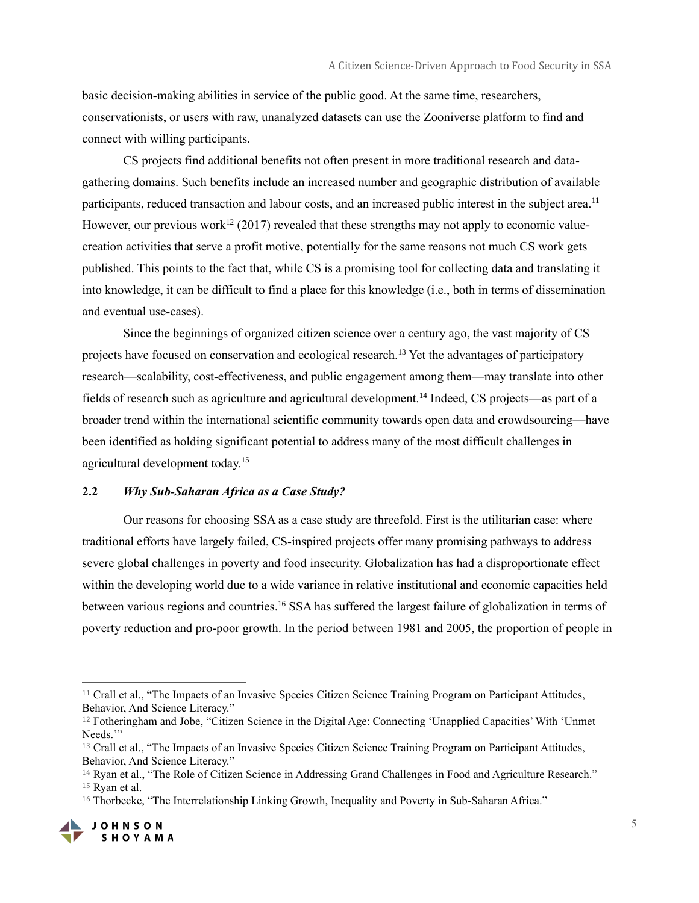basic decision-making abilities in service of the public good. At the same time, researchers, conservationists, or users with raw, unanalyzed datasets can use the Zooniverse platform to find and connect with willing participants.

CS projects find additional benefits not often present in more traditional research and data-gathering domains. Such benefits include an increased number and geographic distribution of available participants, reduced transaction and labour costs, and an increased public interest in the subject area.[11] However, our previous work[12] (2017) revealed that these strengths may not apply to economic value-creation activities that serve a profit motive, potentially for the same reasons not much CS work gets published. This points to the fact that, while CS is a promising tool for collecting data and translating it into knowledge, it can be difficult to find a place for this knowledge (i.e., both in terms of dissemination and eventual use-cases).

Since the beginnings of organized citizen science over a century ago, the vast majority of CS projects have focused on conservation and ecological research.[13] Yet the advantages of participatory research—scalability, cost-effectiveness, and public engagement among them—may translate into other fields of research such as agriculture and agricultural development.[14] Indeed, CS projects—as part of a broader trend within the international scientific community towards open data and crowdsourcing—have been identified as holding significant potential to address many of the most difficult challenges in agricultural development today.[15]

### 2.2 *Why Sub-Saharan Africa as a Case Study?*

Our reasons for choosing SSA as a case study are threefold. First is the utilitarian case: where traditional efforts have largely failed, CS-inspired projects offer many promising pathways to address severe global challenges in poverty and food insecurity. Globalization has had a disproportionate effect within the developing world due to a wide variance in relative institutional and economic capacities held between various regions and countries.[16] SSA has suffered the largest failure of globalization in terms of poverty reduction and pro-poor growth. In the period between 1981 and 2005, the proportion of people in

---

[11] Crall et al., "The Impacts of an Invasive Species Citizen Science Training Program on Participant Attitudes, Behavior, And Science Literacy."

[12] Fotheringham and Jobe, "Citizen Science in the Digital Age: Connecting 'Unapplied Capacities' With 'Unmet Needs.'"

[13] Crall et al., "The Impacts of an Invasive Species Citizen Science Training Program on Participant Attitudes, Behavior, And Science Literacy."

[14] Ryan et al., "The Role of Citizen Science in Addressing Grand Challenges in Food and Agriculture Research."

[15] Ryan et al.

[16] Thorbecke, "The Interrelationship Linking Growth, Inequality and Poverty in Sub-Saharan Africa."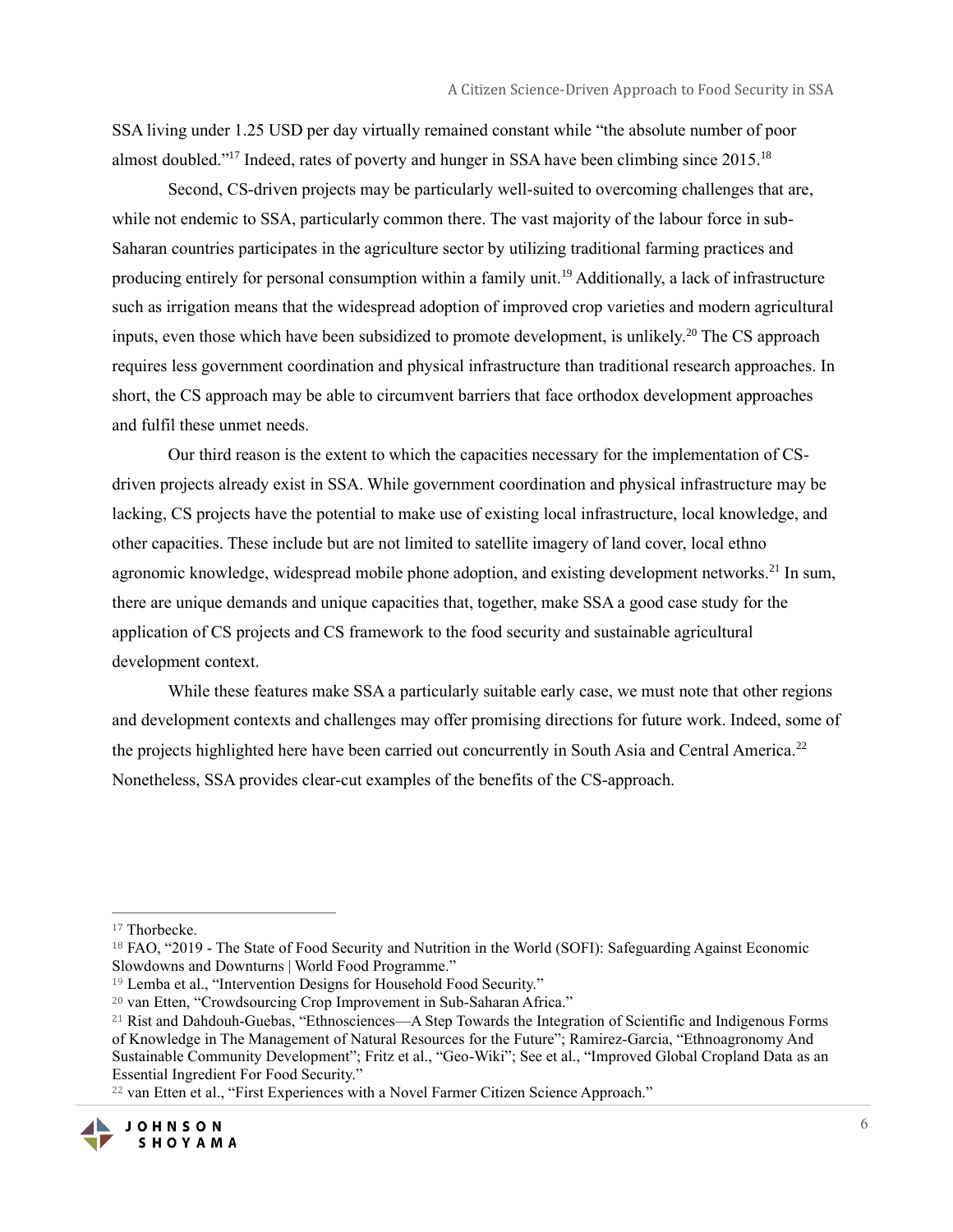SSA living under 1.25 USD per day virtually remained constant while "the absolute number of poor almost doubled."[17] Indeed, rates of poverty and hunger in SSA have been climbing since 2015.[18]

Second, CS-driven projects may be particularly well-suited to overcoming challenges that are, while not endemic to SSA, particularly common there. The vast majority of the labour force in sub-Saharan countries participates in the agriculture sector by utilizing traditional farming practices and producing entirely for personal consumption within a family unit.[19] Additionally, a lack of infrastructure such as irrigation means that the widespread adoption of improved crop varieties and modern agricultural inputs, even those which have been subsidized to promote development, is unlikely.[20] The CS approach requires less government coordination and physical infrastructure than traditional research approaches. In short, the CS approach may be able to circumvent barriers that face orthodox development approaches and fulfil these unmet needs.

Our third reason is the extent to which the capacities necessary for the implementation of CS-driven projects already exist in SSA. While government coordination and physical infrastructure may be lacking, CS projects have the potential to make use of existing local infrastructure, local knowledge, and other capacities. These include but are not limited to satellite imagery of land cover, local ethno agronomic knowledge, widespread mobile phone adoption, and existing development networks.[21] In sum, there are unique demands and unique capacities that, together, make SSA a good case study for the application of CS projects and CS framework to the food security and sustainable agricultural development context.

While these features make SSA a particularly suitable early case, we must note that other regions and development contexts and challenges may offer promising directions for future work. Indeed, some of the projects highlighted here have been carried out concurrently in South Asia and Central America.[22] Nonetheless, SSA provides clear-cut examples of the benefits of the CS-approach.

---

[17] Thorbecke.

[18] FAO, "2019 - The State of Food Security and Nutrition in the World (SOFI): Safeguarding Against Economic Slowdowns and Downturns | World Food Programme."

[19] Lemba et al., "Intervention Designs for Household Food Security."

[20] van Etten, "Crowdsourcing Crop Improvement in Sub-Saharan Africa."

[21] Rist and Dahdouh-Guebas, "Ethnosciences—A Step Towards the Integration of Scientific and Indigenous Forms of Knowledge in The Management of Natural Resources for the Future"; Ramirez-Garcia, "Ethnoagronomy And Sustainable Community Development"; Fritz et al., "Geo-Wiki"; See et al., "Improved Global Cropland Data as an Essential Ingredient For Food Security."

[22] van Etten et al., "First Experiences with a Novel Farmer Citizen Science Approach."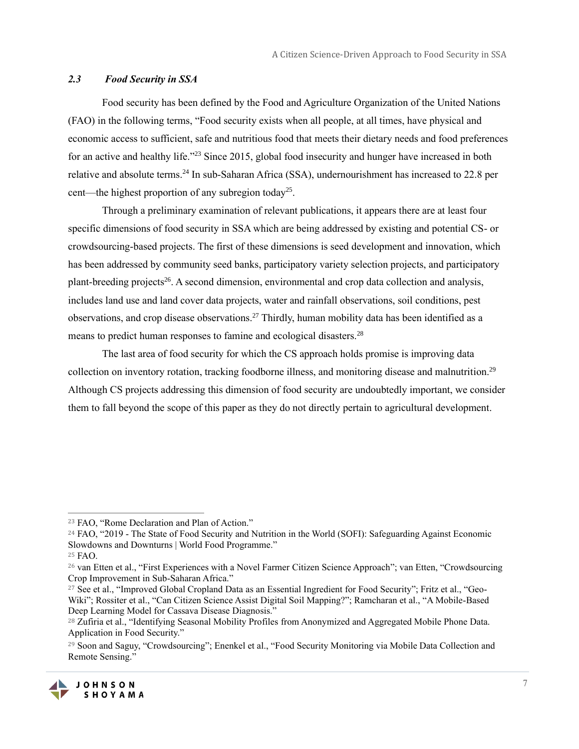### *2.3 Food Security in SSA*

Food security has been defined by the Food and Agriculture Organization of the United Nations (FAO) in the following terms, "Food security exists when all people, at all times, have physical and economic access to sufficient, safe and nutritious food that meets their dietary needs and food preferences for an active and healthy life."[23] Since 2015, global food insecurity and hunger have increased in both relative and absolute terms.[24] In sub-Saharan Africa (SSA), undernourishment has increased to 22.8 per cent—the highest proportion of any subregion today[25].

Through a preliminary examination of relevant publications, it appears there are at least four specific dimensions of food security in SSA which are being addressed by existing and potential CS- or crowdsourcing-based projects. The first of these dimensions is seed development and innovation, which has been addressed by community seed banks, participatory variety selection projects, and participatory plant-breeding projects[26]. A second dimension, environmental and crop data collection and analysis, includes land use and land cover data projects, water and rainfall observations, soil conditions, pest observations, and crop disease observations.[27] Thirdly, human mobility data has been identified as a means to predict human responses to famine and ecological disasters.[28]

The last area of food security for which the CS approach holds promise is improving data collection on inventory rotation, tracking foodborne illness, and monitoring disease and malnutrition.[29] Although CS projects addressing this dimension of food security are undoubtedly important, we consider them to fall beyond the scope of this paper as they do not directly pertain to agricultural development.

---

[23] FAO, "Rome Declaration and Plan of Action."

[24] FAO, "2019 - The State of Food Security and Nutrition in the World (SOFI): Safeguarding Against Economic Slowdowns and Downturns | World Food Programme."

[25] FAO.

[26] van Etten et al., "First Experiences with a Novel Farmer Citizen Science Approach"; van Etten, "Crowdsourcing Crop Improvement in Sub-Saharan Africa."

[27] See et al., "Improved Global Cropland Data as an Essential Ingredient for Food Security"; Fritz et al., "Geo-Wiki"; Rossiter et al., "Can Citizen Science Assist Digital Soil Mapping?"; Ramcharan et al., "A Mobile-Based Deep Learning Model for Cassava Disease Diagnosis."

[28] Zufiria et al., "Identifying Seasonal Mobility Profiles from Anonymized and Aggregated Mobile Phone Data. Application in Food Security."

[29] Soon and Saguy, "Crowdsourcing"; Enenkel et al., "Food Security Monitoring via Mobile Data Collection and Remote Sensing."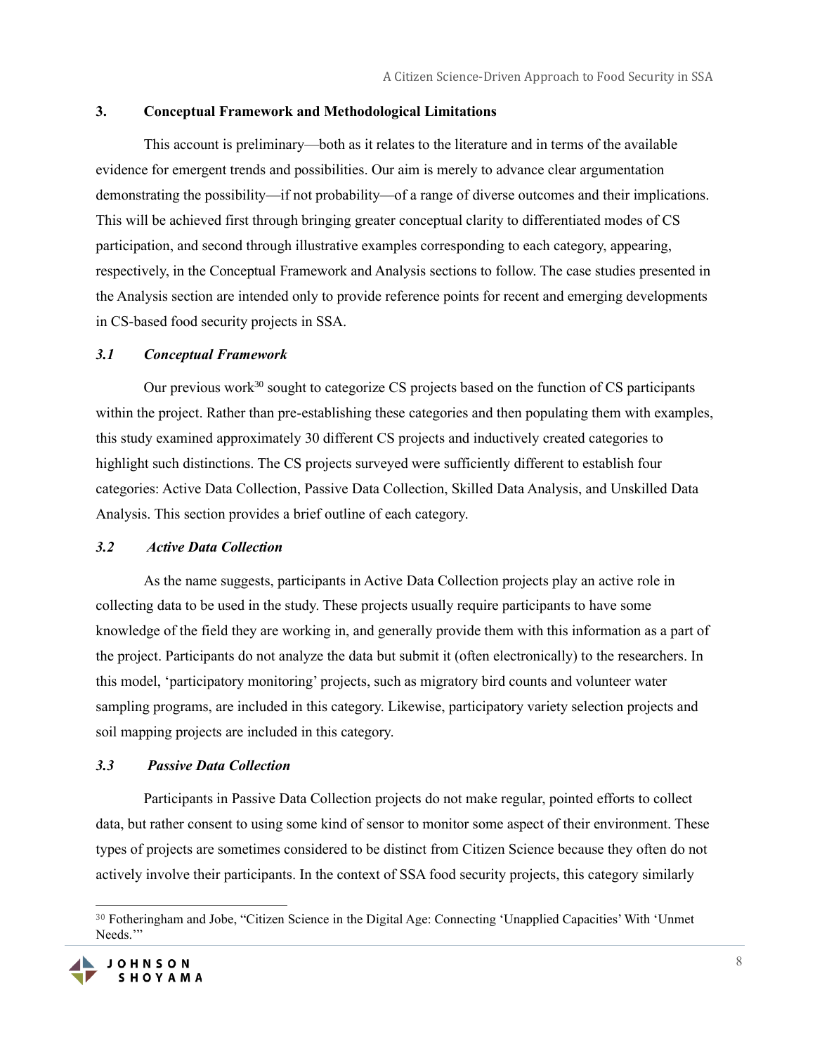## 3. Conceptual Framework and Methodological Limitations

This account is preliminary—both as it relates to the literature and in terms of the available evidence for emergent trends and possibilities. Our aim is merely to advance clear argumentation demonstrating the possibility—if not probability—of a range of diverse outcomes and their implications. This will be achieved first through bringing greater conceptual clarity to differentiated modes of CS participation, and second through illustrative examples corresponding to each category, appearing, respectively, in the Conceptual Framework and Analysis sections to follow. The case studies presented in the Analysis section are intended only to provide reference points for recent and emerging developments in CS-based food security projects in SSA.

### *3.1 Conceptual Framework*

Our previous work[30] sought to categorize CS projects based on the function of CS participants within the project. Rather than pre-establishing these categories and then populating them with examples, this study examined approximately 30 different CS projects and inductively created categories to highlight such distinctions. The CS projects surveyed were sufficiently different to establish four categories: Active Data Collection, Passive Data Collection, Skilled Data Analysis, and Unskilled Data Analysis. This section provides a brief outline of each category.

### *3.2 Active Data Collection*

As the name suggests, participants in Active Data Collection projects play an active role in collecting data to be used in the study. These projects usually require participants to have some knowledge of the field they are working in, and generally provide them with this information as a part of the project. Participants do not analyze the data but submit it (often electronically) to the researchers. In this model, 'participatory monitoring' projects, such as migratory bird counts and volunteer water sampling programs, are included in this category. Likewise, participatory variety selection projects and soil mapping projects are included in this category.

### *3.3 Passive Data Collection*

Participants in Passive Data Collection projects do not make regular, pointed efforts to collect data, but rather consent to using some kind of sensor to monitor some aspect of their environment. These types of projects are sometimes considered to be distinct from Citizen Science because they often do not actively involve their participants. In the context of SSA food security projects, this category similarly

---

[30] Fotheringham and Jobe, "Citizen Science in the Digital Age: Connecting 'Unapplied Capacities' With 'Unmet Needs.'"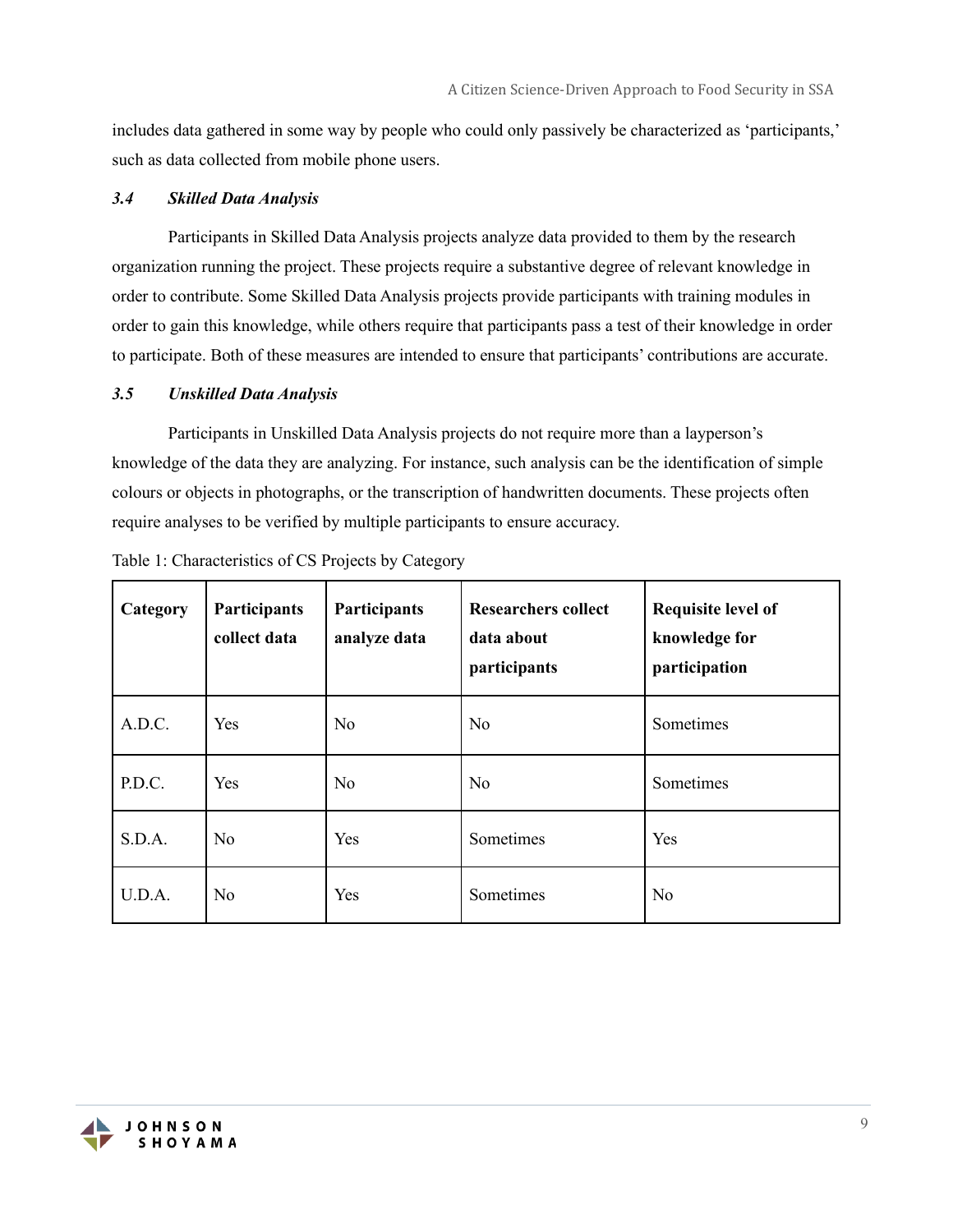includes data gathered in some way by people who could only passively be characterized as 'participants,' such as data collected from mobile phone users.

### *3.4 Skilled Data Analysis*

Participants in Skilled Data Analysis projects analyze data provided to them by the research organization running the project. These projects require a substantive degree of relevant knowledge in order to contribute. Some Skilled Data Analysis projects provide participants with training modules in order to gain this knowledge, while others require that participants pass a test of their knowledge in order to participate. Both of these measures are intended to ensure that participants' contributions are accurate.

### *3.5 Unskilled Data Analysis*

Participants in Unskilled Data Analysis projects do not require more than a layperson's knowledge of the data they are analyzing. For instance, such analysis can be the identification of simple colours or objects in photographs, or the transcription of handwritten documents. These projects often require analyses to be verified by multiple participants to ensure accuracy.

Table 1: Characteristics of CS Projects by Category

| Category | Participants collect data | Participants analyze data | Researchers collect data about participants | Requisite level of knowledge for participation |
|---|---|---|---|---|
| A.D.C. | Yes | No | No | Sometimes |
| P.D.C. | Yes | No | No | Sometimes |
| S.D.A. | No | Yes | Sometimes | Yes |
| U.D.A. | No | Yes | Sometimes | No |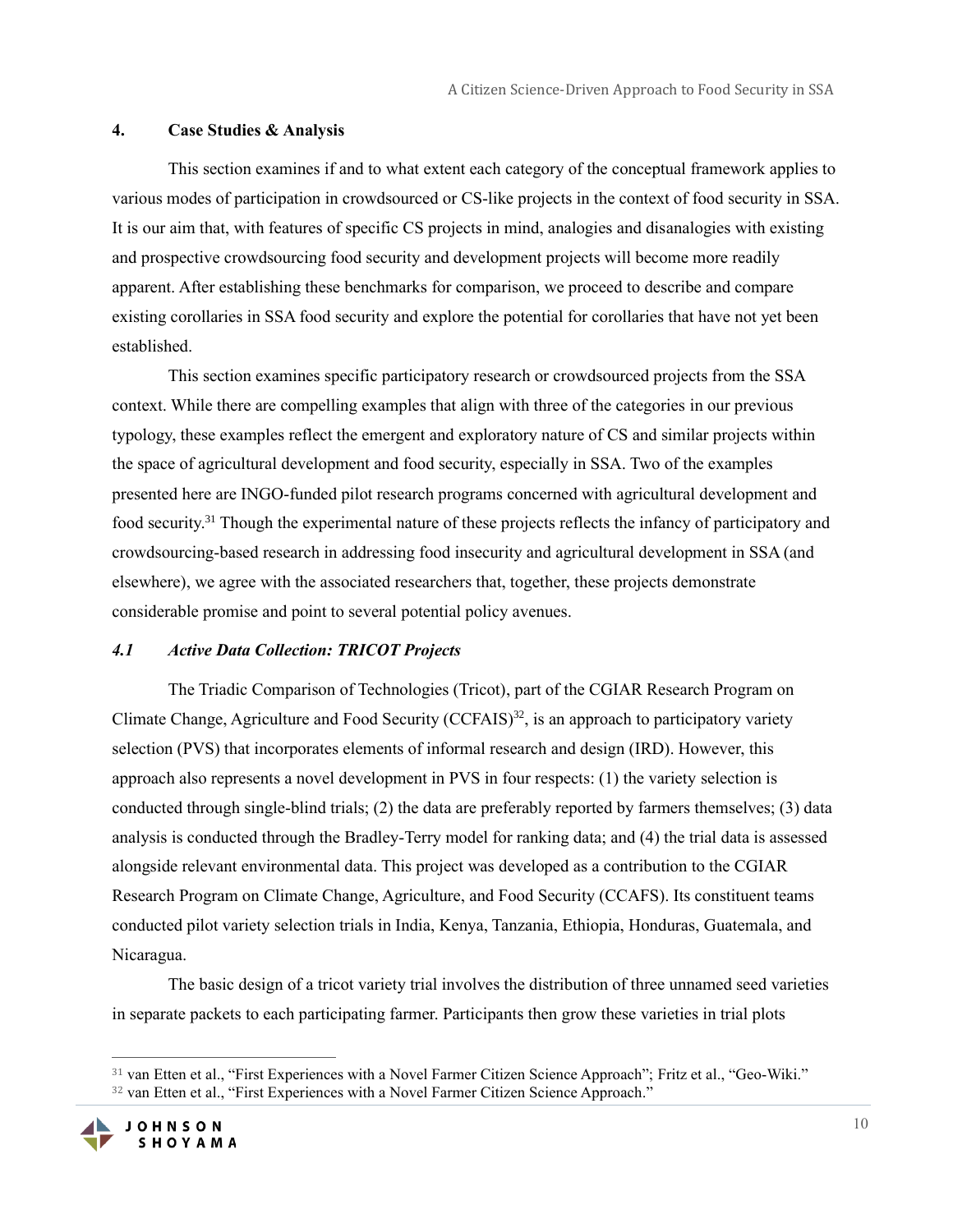## 4. Case Studies & Analysis

This section examines if and to what extent each category of the conceptual framework applies to various modes of participation in crowdsourced or CS-like projects in the context of food security in SSA. It is our aim that, with features of specific CS projects in mind, analogies and disanalogies with existing and prospective crowdsourcing food security and development projects will become more readily apparent. After establishing these benchmarks for comparison, we proceed to describe and compare existing corollaries in SSA food security and explore the potential for corollaries that have not yet been established.

This section examines specific participatory research or crowdsourced projects from the SSA context. While there are compelling examples that align with three of the categories in our previous typology, these examples reflect the emergent and exploratory nature of CS and similar projects within the space of agricultural development and food security, especially in SSA. Two of the examples presented here are INGO-funded pilot research programs concerned with agricultural development and food security.[31] Though the experimental nature of these projects reflects the infancy of participatory and crowdsourcing-based research in addressing food insecurity and agricultural development in SSA (and elsewhere), we agree with the associated researchers that, together, these projects demonstrate considerable promise and point to several potential policy avenues.

### *4.1 Active Data Collection: TRICOT Projects*

The Triadic Comparison of Technologies (Tricot), part of the CGIAR Research Program on Climate Change, Agriculture and Food Security (CCFAIS)[32], is an approach to participatory variety selection (PVS) that incorporates elements of informal research and design (IRD). However, this approach also represents a novel development in PVS in four respects: (1) the variety selection is conducted through single-blind trials; (2) the data are preferably reported by farmers themselves; (3) data analysis is conducted through the Bradley-Terry model for ranking data; and (4) the trial data is assessed alongside relevant environmental data. This project was developed as a contribution to the CGIAR Research Program on Climate Change, Agriculture, and Food Security (CCAFS). Its constituent teams conducted pilot variety selection trials in India, Kenya, Tanzania, Ethiopia, Honduras, Guatemala, and Nicaragua.

The basic design of a tricot variety trial involves the distribution of three unnamed seed varieties in separate packets to each participating farmer. Participants then grow these varieties in trial plots

---

[31] van Etten et al., "First Experiences with a Novel Farmer Citizen Science Approach"; Fritz et al., "Geo-Wiki."

[32] van Etten et al., "First Experiences with a Novel Farmer Citizen Science Approach."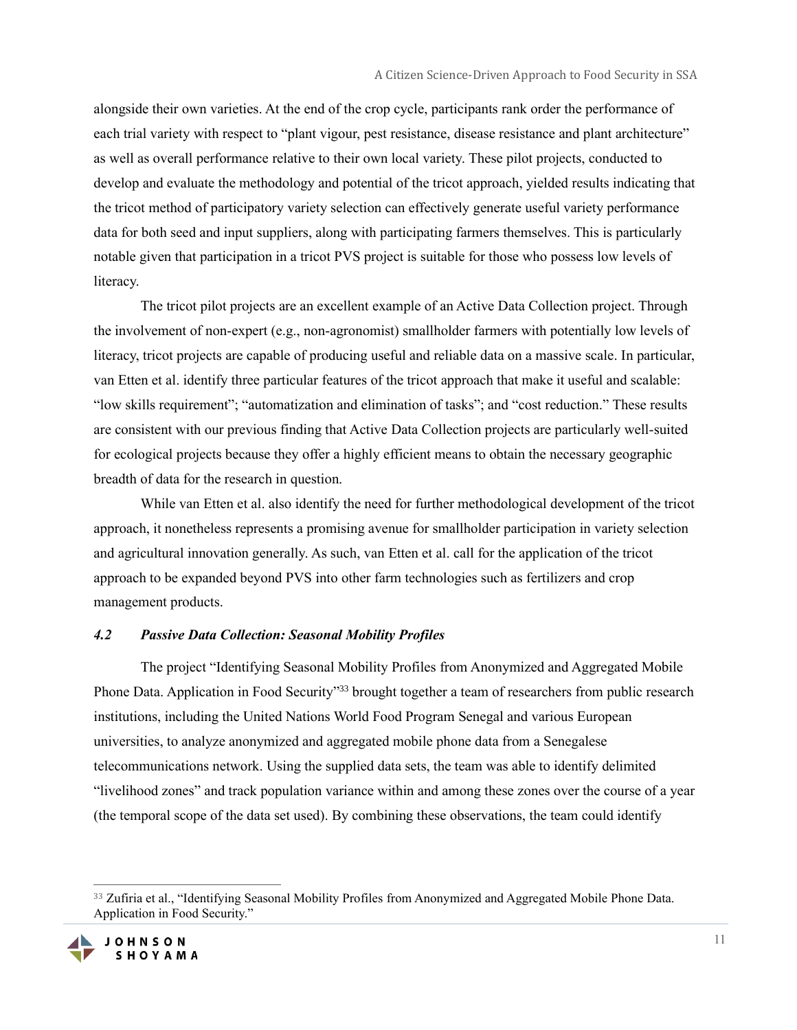alongside their own varieties. At the end of the crop cycle, participants rank order the performance of each trial variety with respect to "plant vigour, pest resistance, disease resistance and plant architecture" as well as overall performance relative to their own local variety. These pilot projects, conducted to develop and evaluate the methodology and potential of the tricot approach, yielded results indicating that the tricot method of participatory variety selection can effectively generate useful variety performance data for both seed and input suppliers, along with participating farmers themselves. This is particularly notable given that participation in a tricot PVS project is suitable for those who possess low levels of literacy.

The tricot pilot projects are an excellent example of an Active Data Collection project. Through the involvement of non-expert (e.g., non-agronomist) smallholder farmers with potentially low levels of literacy, tricot projects are capable of producing useful and reliable data on a massive scale. In particular, van Etten et al. identify three particular features of the tricot approach that make it useful and scalable: "low skills requirement"; "automatization and elimination of tasks"; and "cost reduction." These results are consistent with our previous finding that Active Data Collection projects are particularly well-suited for ecological projects because they offer a highly efficient means to obtain the necessary geographic breadth of data for the research in question.

While van Etten et al. also identify the need for further methodological development of the tricot approach, it nonetheless represents a promising avenue for smallholder participation in variety selection and agricultural innovation generally. As such, van Etten et al. call for the application of the tricot approach to be expanded beyond PVS into other farm technologies such as fertilizers and crop management products.

### *4.2 Passive Data Collection: Seasonal Mobility Profiles*

The project "Identifying Seasonal Mobility Profiles from Anonymized and Aggregated Mobile Phone Data. Application in Food Security"[33] brought together a team of researchers from public research institutions, including the United Nations World Food Program Senegal and various European universities, to analyze anonymized and aggregated mobile phone data from a Senegalese telecommunications network. Using the supplied data sets, the team was able to identify delimited "livelihood zones" and track population variance within and among these zones over the course of a year (the temporal scope of the data set used). By combining these observations, the team could identify

[33] Zufiria et al., "Identifying Seasonal Mobility Profiles from Anonymized and Aggregated Mobile Phone Data. Application in Food Security."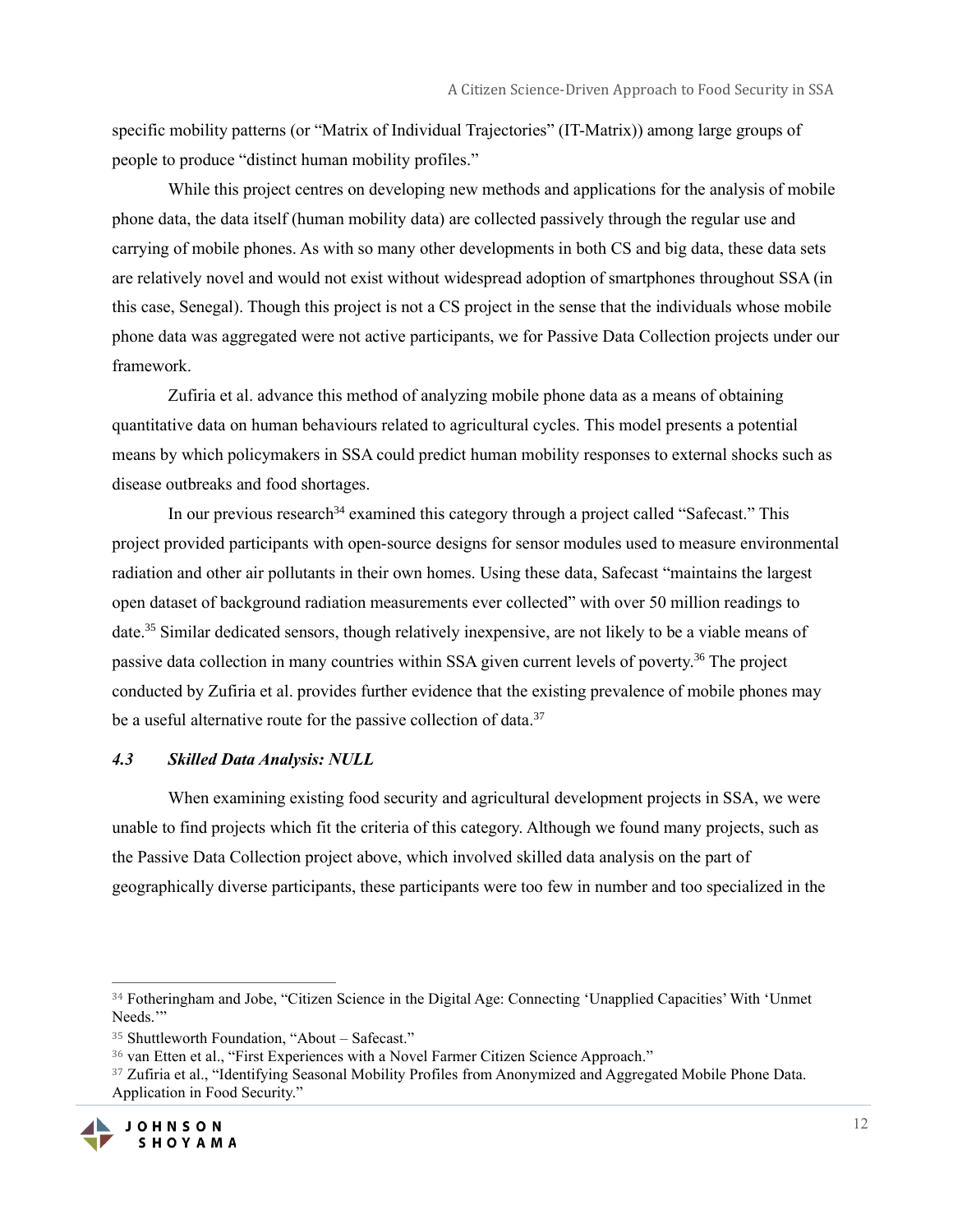specific mobility patterns (or "Matrix of Individual Trajectories" (IT-Matrix)) among large groups of people to produce "distinct human mobility profiles."

While this project centres on developing new methods and applications for the analysis of mobile phone data, the data itself (human mobility data) are collected passively through the regular use and carrying of mobile phones. As with so many other developments in both CS and big data, these data sets are relatively novel and would not exist without widespread adoption of smartphones throughout SSA (in this case, Senegal). Though this project is not a CS project in the sense that the individuals whose mobile phone data was aggregated were not active participants, we for Passive Data Collection projects under our framework.

Zufiria et al. advance this method of analyzing mobile phone data as a means of obtaining quantitative data on human behaviours related to agricultural cycles. This model presents a potential means by which policymakers in SSA could predict human mobility responses to external shocks such as disease outbreaks and food shortages.

In our previous research[34] examined this category through a project called "Safecast." This project provided participants with open-source designs for sensor modules used to measure environmental radiation and other air pollutants in their own homes. Using these data, Safecast "maintains the largest open dataset of background radiation measurements ever collected" with over 50 million readings to date.[35] Similar dedicated sensors, though relatively inexpensive, are not likely to be a viable means of passive data collection in many countries within SSA given current levels of poverty.[36] The project conducted by Zufiria et al. provides further evidence that the existing prevalence of mobile phones may be a useful alternative route for the passive collection of data.[37]

### *4.3 Skilled Data Analysis: NULL*

When examining existing food security and agricultural development projects in SSA, we were unable to find projects which fit the criteria of this category. Although we found many projects, such as the Passive Data Collection project above, which involved skilled data analysis on the part of geographically diverse participants, these participants were too few in number and too specialized in the

---

[34] Fotheringham and Jobe, "Citizen Science in the Digital Age: Connecting 'Unapplied Capacities' With 'Unmet Needs.'"

[35] Shuttleworth Foundation, "About – Safecast."

[36] van Etten et al., "First Experiences with a Novel Farmer Citizen Science Approach."

[37] Zufiria et al., "Identifying Seasonal Mobility Profiles from Anonymized and Aggregated Mobile Phone Data. Application in Food Security."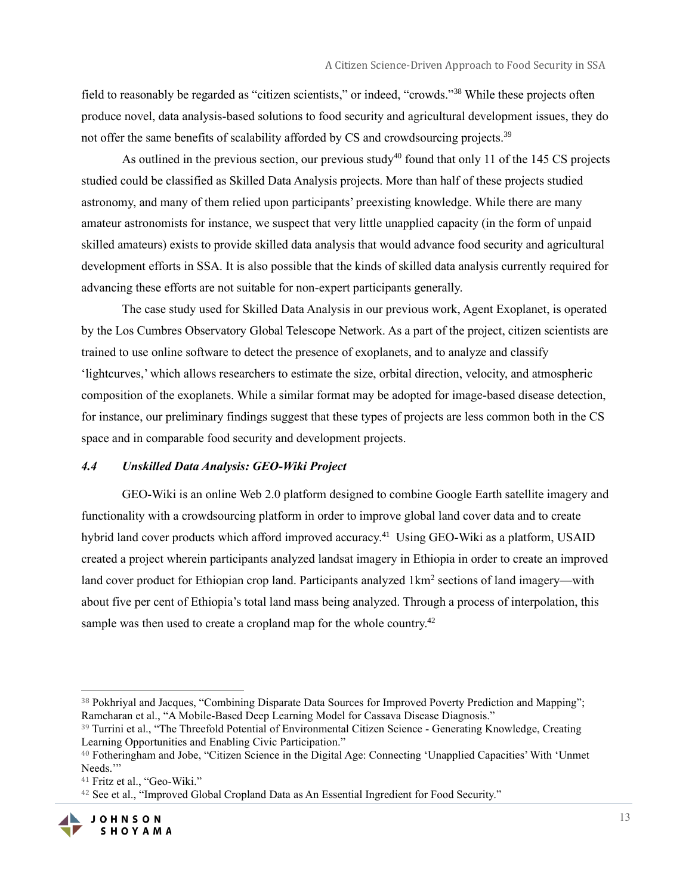field to reasonably be regarded as "citizen scientists," or indeed, "crowds."[38] While these projects often produce novel, data analysis-based solutions to food security and agricultural development issues, they do not offer the same benefits of scalability afforded by CS and crowdsourcing projects.[39]

As outlined in the previous section, our previous study[40] found that only 11 of the 145 CS projects studied could be classified as Skilled Data Analysis projects. More than half of these projects studied astronomy, and many of them relied upon participants' preexisting knowledge. While there are many amateur astronomists for instance, we suspect that very little unapplied capacity (in the form of unpaid skilled amateurs) exists to provide skilled data analysis that would advance food security and agricultural development efforts in SSA. It is also possible that the kinds of skilled data analysis currently required for advancing these efforts are not suitable for non-expert participants generally.

The case study used for Skilled Data Analysis in our previous work, Agent Exoplanet, is operated by the Los Cumbres Observatory Global Telescope Network. As a part of the project, citizen scientists are trained to use online software to detect the presence of exoplanets, and to analyze and classify 'lightcurves,' which allows researchers to estimate the size, orbital direction, velocity, and atmospheric composition of the exoplanets. While a similar format may be adopted for image-based disease detection, for instance, our preliminary findings suggest that these types of projects are less common both in the CS space and in comparable food security and development projects.

### *4.4 Unskilled Data Analysis: GEO-Wiki Project*

GEO-Wiki is an online Web 2.0 platform designed to combine Google Earth satellite imagery and functionality with a crowdsourcing platform in order to improve global land cover data and to create hybrid land cover products which afford improved accuracy.[41] Using GEO-Wiki as a platform, USAID created a project wherein participants analyzed landsat imagery in Ethiopia in order to create an improved land cover product for Ethiopian crop land. Participants analyzed 1km$^2$ sections of land imagery—with about five per cent of Ethiopia's total land mass being analyzed. Through a process of interpolation, this sample was then used to create a cropland map for the whole country.[42]

---

[38] Pokhriyal and Jacques, "Combining Disparate Data Sources for Improved Poverty Prediction and Mapping"; Ramcharan et al., "A Mobile-Based Deep Learning Model for Cassava Disease Diagnosis."

[39] Turrini et al., "The Threefold Potential of Environmental Citizen Science - Generating Knowledge, Creating Learning Opportunities and Enabling Civic Participation."

[40] Fotheringham and Jobe, "Citizen Science in the Digital Age: Connecting 'Unapplied Capacities' With 'Unmet Needs.'"

[41] Fritz et al., "Geo-Wiki."

[42] See et al., "Improved Global Cropland Data as An Essential Ingredient for Food Security."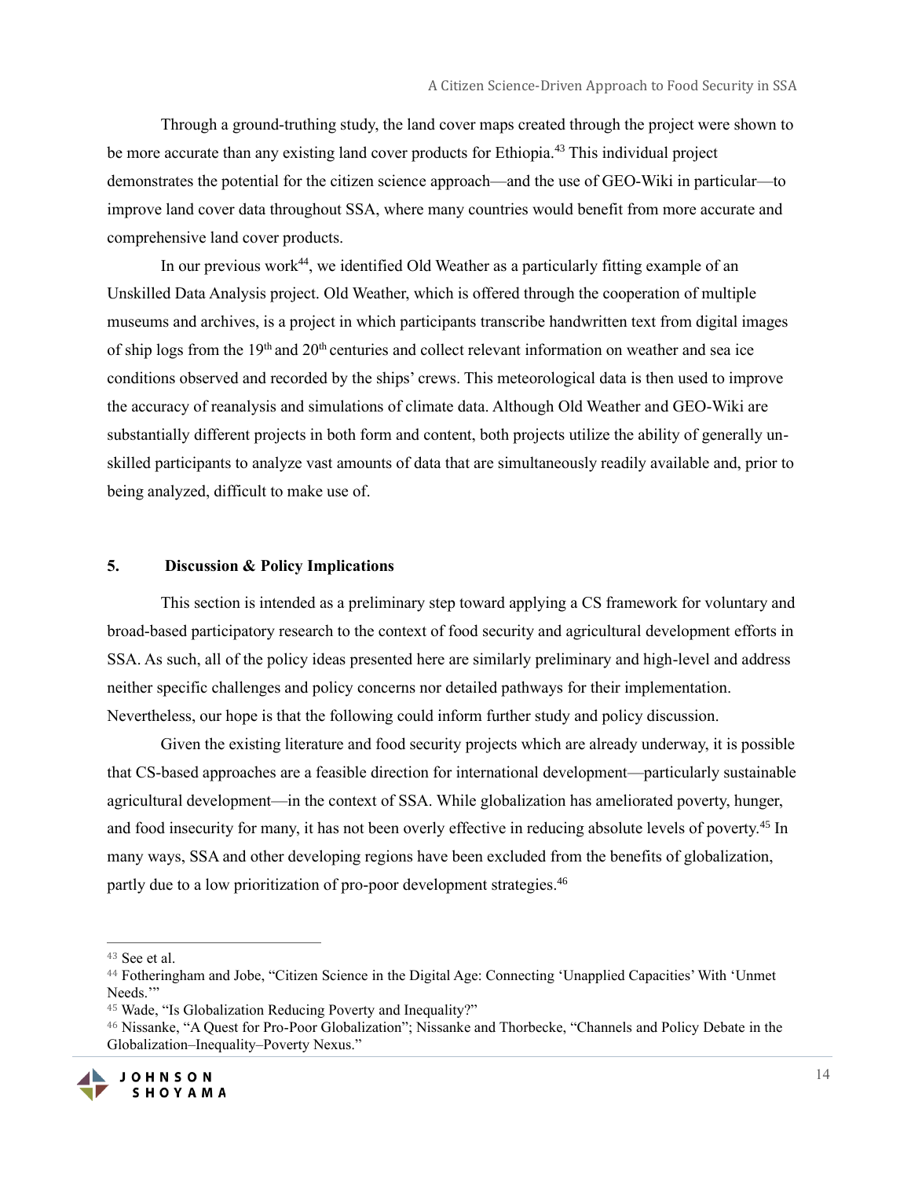Through a ground-truthing study, the land cover maps created through the project were shown to be more accurate than any existing land cover products for Ethiopia.[43] This individual project demonstrates the potential for the citizen science approach—and the use of GEO-Wiki in particular—to improve land cover data throughout SSA, where many countries would benefit from more accurate and comprehensive land cover products.

In our previous work[44], we identified Old Weather as a particularly fitting example of an Unskilled Data Analysis project. Old Weather, which is offered through the cooperation of multiple museums and archives, is a project in which participants transcribe handwritten text from digital images of ship logs from the 19th and 20th centuries and collect relevant information on weather and sea ice conditions observed and recorded by the ships' crews. This meteorological data is then used to improve the accuracy of reanalysis and simulations of climate data. Although Old Weather and GEO-Wiki are substantially different projects in both form and content, both projects utilize the ability of generally un-skilled participants to analyze vast amounts of data that are simultaneously readily available and, prior to being analyzed, difficult to make use of.

## 5. Discussion & Policy Implications

This section is intended as a preliminary step toward applying a CS framework for voluntary and broad-based participatory research to the context of food security and agricultural development efforts in SSA. As such, all of the policy ideas presented here are similarly preliminary and high-level and address neither specific challenges and policy concerns nor detailed pathways for their implementation. Nevertheless, our hope is that the following could inform further study and policy discussion.

Given the existing literature and food security projects which are already underway, it is possible that CS-based approaches are a feasible direction for international development—particularly sustainable agricultural development—in the context of SSA. While globalization has ameliorated poverty, hunger, and food insecurity for many, it has not been overly effective in reducing absolute levels of poverty.[45] In many ways, SSA and other developing regions have been excluded from the benefits of globalization, partly due to a low prioritization of pro-poor development strategies.[46]

---

[43] See et al.

[44] Fotheringham and Jobe, "Citizen Science in the Digital Age: Connecting 'Unapplied Capacities' With 'Unmet Needs.'"

[45] Wade, "Is Globalization Reducing Poverty and Inequality?"

[46] Nissanke, "A Quest for Pro-Poor Globalization"; Nissanke and Thorbecke, "Channels and Policy Debate in the Globalization–Inequality–Poverty Nexus."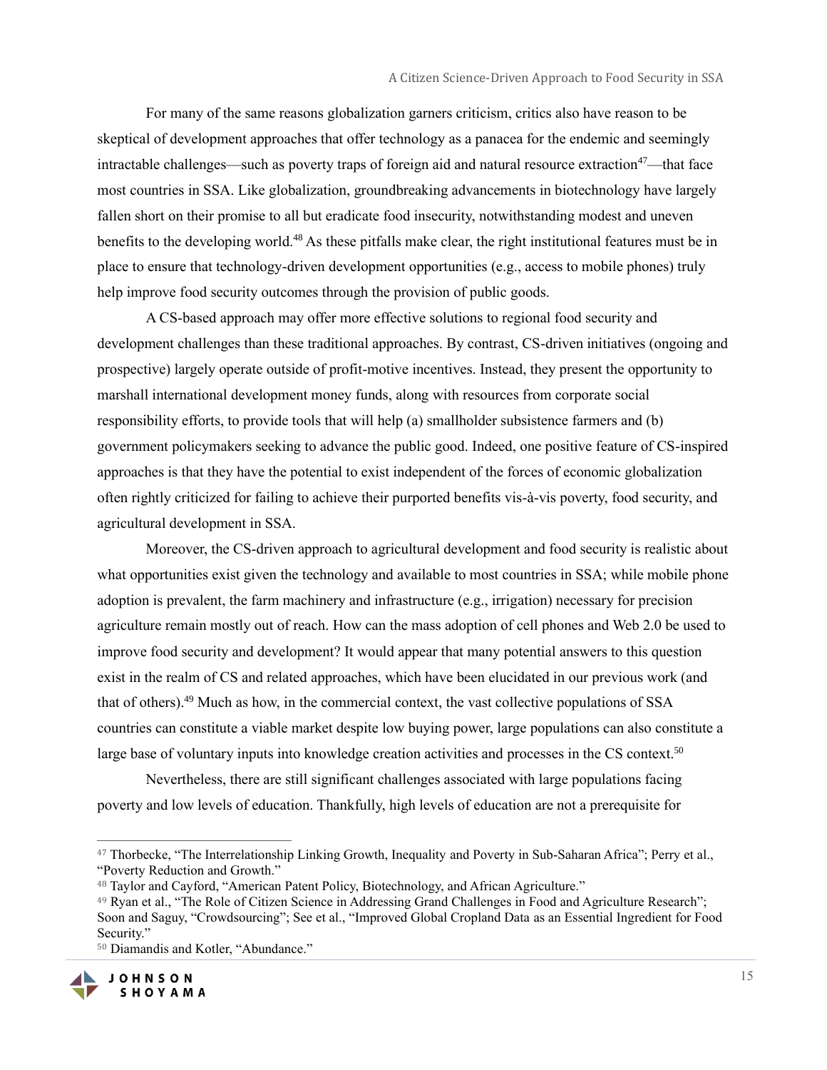For many of the same reasons globalization garners criticism, critics also have reason to be skeptical of development approaches that offer technology as a panacea for the endemic and seemingly intractable challenges—such as poverty traps of foreign aid and natural resource extraction[47]—that face most countries in SSA. Like globalization, groundbreaking advancements in biotechnology have largely fallen short on their promise to all but eradicate food insecurity, notwithstanding modest and uneven benefits to the developing world.[48] As these pitfalls make clear, the right institutional features must be in place to ensure that technology-driven development opportunities (e.g., access to mobile phones) truly help improve food security outcomes through the provision of public goods.

A CS-based approach may offer more effective solutions to regional food security and development challenges than these traditional approaches. By contrast, CS-driven initiatives (ongoing and prospective) largely operate outside of profit-motive incentives. Instead, they present the opportunity to marshall international development money funds, along with resources from corporate social responsibility efforts, to provide tools that will help (a) smallholder subsistence farmers and (b) government policymakers seeking to advance the public good. Indeed, one positive feature of CS-inspired approaches is that they have the potential to exist independent of the forces of economic globalization often rightly criticized for failing to achieve their purported benefits vis-à-vis poverty, food security, and agricultural development in SSA.

Moreover, the CS-driven approach to agricultural development and food security is realistic about what opportunities exist given the technology and available to most countries in SSA; while mobile phone adoption is prevalent, the farm machinery and infrastructure (e.g., irrigation) necessary for precision agriculture remain mostly out of reach. How can the mass adoption of cell phones and Web 2.0 be used to improve food security and development? It would appear that many potential answers to this question exist in the realm of CS and related approaches, which have been elucidated in our previous work (and that of others).[49] Much as how, in the commercial context, the vast collective populations of SSA countries can constitute a viable market despite low buying power, large populations can also constitute a large base of voluntary inputs into knowledge creation activities and processes in the CS context.[50]

Nevertheless, there are still significant challenges associated with large populations facing poverty and low levels of education. Thankfully, high levels of education are not a prerequisite for

---

[47] Thorbecke, "The Interrelationship Linking Growth, Inequality and Poverty in Sub-Saharan Africa"; Perry et al., "Poverty Reduction and Growth."

[48] Taylor and Cayford, "American Patent Policy, Biotechnology, and African Agriculture."

[49] Ryan et al., "The Role of Citizen Science in Addressing Grand Challenges in Food and Agriculture Research"; Soon and Saguy, "Crowdsourcing"; See et al., "Improved Global Cropland Data as an Essential Ingredient for Food Security."

[50] Diamandis and Kotler, "Abundance."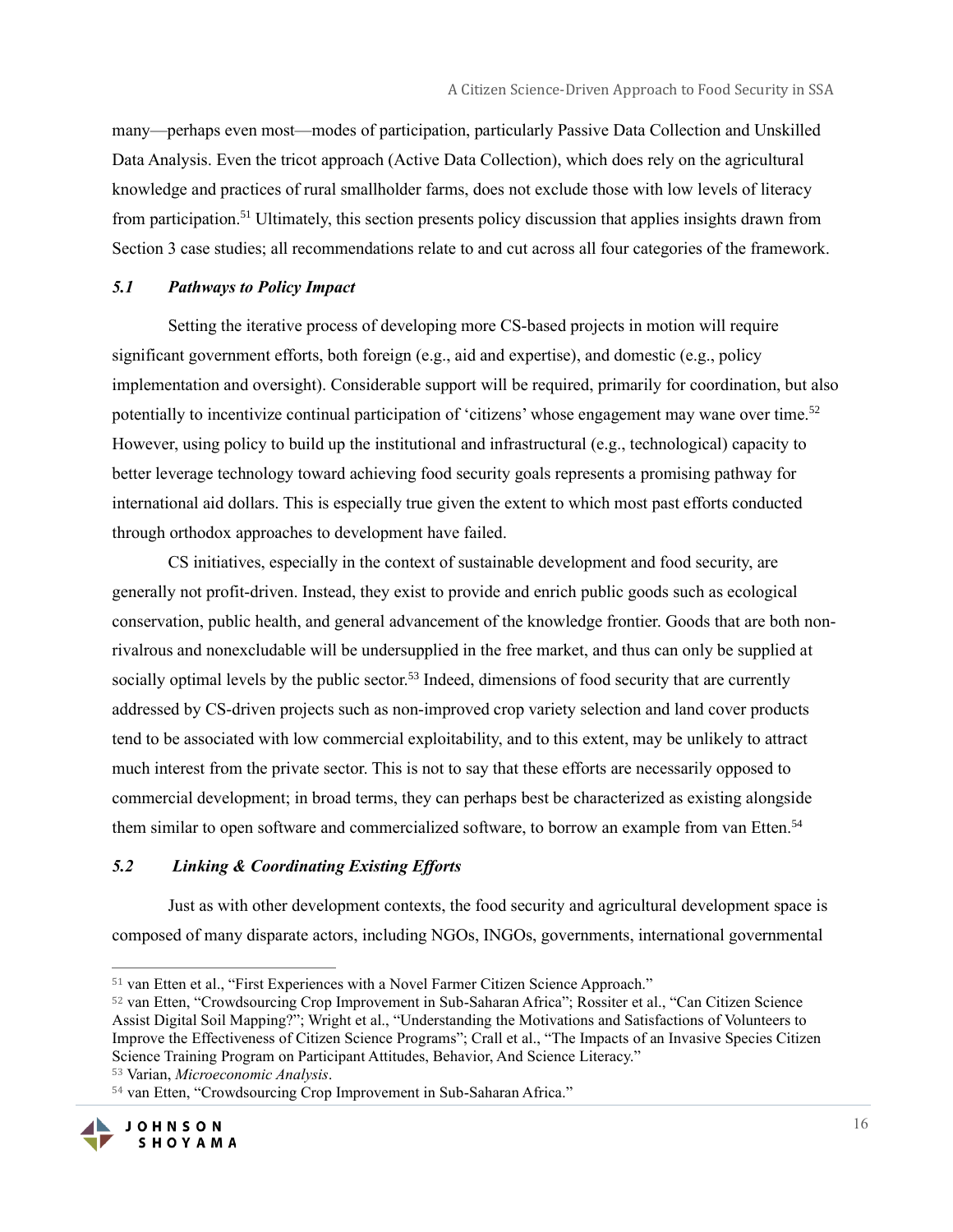many—perhaps even most—modes of participation, particularly Passive Data Collection and Unskilled Data Analysis. Even the tricot approach (Active Data Collection), which does rely on the agricultural knowledge and practices of rural smallholder farms, does not exclude those with low levels of literacy from participation.[51] Ultimately, this section presents policy discussion that applies insights drawn from Section 3 case studies; all recommendations relate to and cut across all four categories of the framework.

### *5.1 Pathways to Policy Impact*

Setting the iterative process of developing more CS-based projects in motion will require significant government efforts, both foreign (e.g., aid and expertise), and domestic (e.g., policy implementation and oversight). Considerable support will be required, primarily for coordination, but also potentially to incentivize continual participation of 'citizens' whose engagement may wane over time.[52] However, using policy to build up the institutional and infrastructural (e.g., technological) capacity to better leverage technology toward achieving food security goals represents a promising pathway for international aid dollars. This is especially true given the extent to which most past efforts conducted through orthodox approaches to development have failed.

CS initiatives, especially in the context of sustainable development and food security, are generally not profit-driven. Instead, they exist to provide and enrich public goods such as ecological conservation, public health, and general advancement of the knowledge frontier. Goods that are both non-rivalrous and nonexcludable will be undersupplied in the free market, and thus can only be supplied at socially optimal levels by the public sector.[53] Indeed, dimensions of food security that are currently addressed by CS-driven projects such as non-improved crop variety selection and land cover products tend to be associated with low commercial exploitability, and to this extent, may be unlikely to attract much interest from the private sector. This is not to say that these efforts are necessarily opposed to commercial development; in broad terms, they can perhaps best be characterized as existing alongside them similar to open software and commercialized software, to borrow an example from van Etten.[54]

### *5.2 Linking & Coordinating Existing Efforts*

Just as with other development contexts, the food security and agricultural development space is composed of many disparate actors, including NGOs, INGOs, governments, international governmental

---

[51] van Etten et al., "First Experiences with a Novel Farmer Citizen Science Approach."

[52] van Etten, "Crowdsourcing Crop Improvement in Sub-Saharan Africa"; Rossiter et al., "Can Citizen Science Assist Digital Soil Mapping?"; Wright et al., "Understanding the Motivations and Satisfactions of Volunteers to Improve the Effectiveness of Citizen Science Programs"; Crall et al., "The Impacts of an Invasive Species Citizen Science Training Program on Participant Attitudes, Behavior, And Science Literacy."

[53] Varian, *Microeconomic Analysis*.

[54] van Etten, "Crowdsourcing Crop Improvement in Sub-Saharan Africa."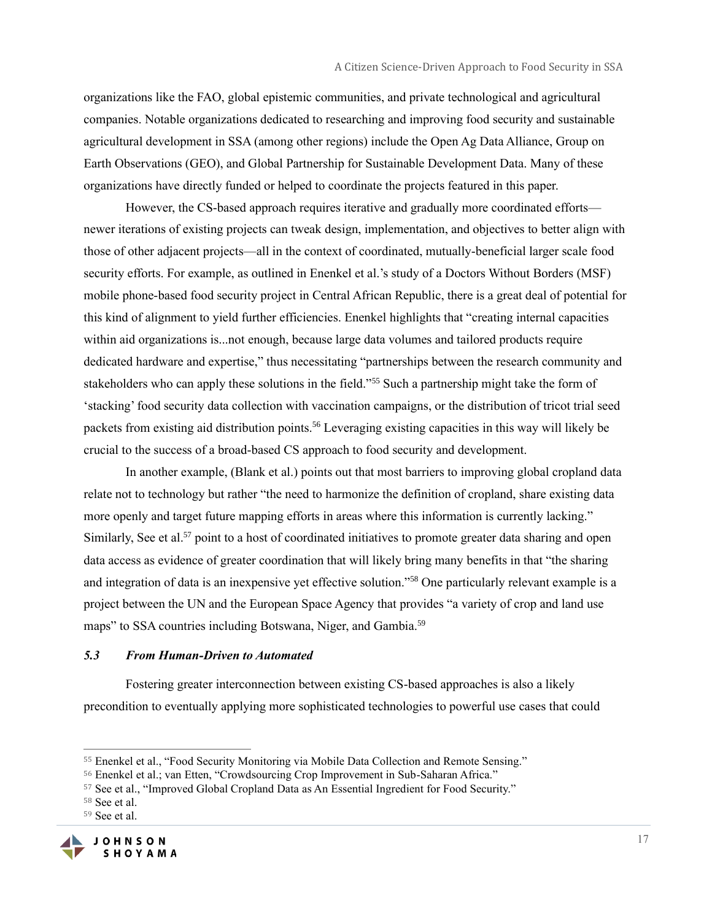organizations like the FAO, global epistemic communities, and private technological and agricultural companies. Notable organizations dedicated to researching and improving food security and sustainable agricultural development in SSA (among other regions) include the Open Ag Data Alliance, Group on Earth Observations (GEO), and Global Partnership for Sustainable Development Data. Many of these organizations have directly funded or helped to coordinate the projects featured in this paper.

However, the CS-based approach requires iterative and gradually more coordinated efforts—newer iterations of existing projects can tweak design, implementation, and objectives to better align with those of other adjacent projects—all in the context of coordinated, mutually-beneficial larger scale food security efforts. For example, as outlined in Enenkel et al.'s study of a Doctors Without Borders (MSF) mobile phone-based food security project in Central African Republic, there is a great deal of potential for this kind of alignment to yield further efficiencies. Enenkel highlights that "creating internal capacities within aid organizations is...not enough, because large data volumes and tailored products require dedicated hardware and expertise," thus necessitating "partnerships between the research community and stakeholders who can apply these solutions in the field."[55] Such a partnership might take the form of 'stacking' food security data collection with vaccination campaigns, or the distribution of tricot trial seed packets from existing aid distribution points.[56] Leveraging existing capacities in this way will likely be crucial to the success of a broad-based CS approach to food security and development.

In another example, (Blank et al.) points out that most barriers to improving global cropland data relate not to technology but rather "the need to harmonize the definition of cropland, share existing data more openly and target future mapping efforts in areas where this information is currently lacking." Similarly, See et al.[57] point to a host of coordinated initiatives to promote greater data sharing and open data access as evidence of greater coordination that will likely bring many benefits in that "the sharing and integration of data is an inexpensive yet effective solution."[58] One particularly relevant example is a project between the UN and the European Space Agency that provides "a variety of crop and land use maps" to SSA countries including Botswana, Niger, and Gambia.[59]

### *5.3 From Human-Driven to Automated*

Fostering greater interconnection between existing CS-based approaches is also a likely precondition to eventually applying more sophisticated technologies to powerful use cases that could

[55] Enenkel et al., "Food Security Monitoring via Mobile Data Collection and Remote Sensing."
[56] Enenkel et al.; van Etten, "Crowdsourcing Crop Improvement in Sub-Saharan Africa."
[57] See et al., "Improved Global Cropland Data as An Essential Ingredient for Food Security."
[58] See et al.
[59] See et al.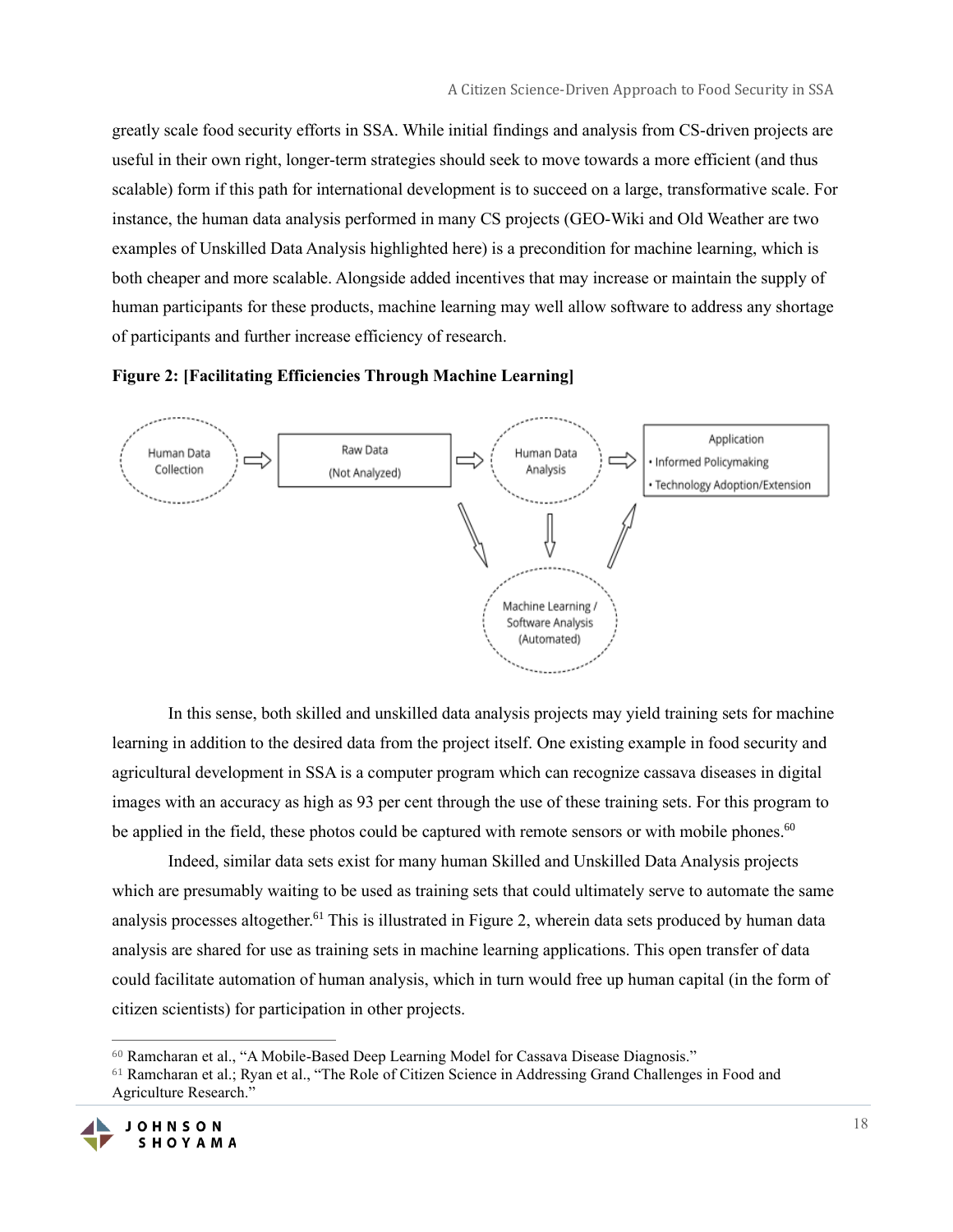greatly scale food security efforts in SSA. While initial findings and analysis from CS-driven projects are useful in their own right, longer-term strategies should seek to move towards a more efficient (and thus scalable) form if this path for international development is to succeed on a large, transformative scale. For instance, the human data analysis performed in many CS projects (GEO-Wiki and Old Weather are two examples of Unskilled Data Analysis highlighted here) is a precondition for machine learning, which is both cheaper and more scalable. Alongside added incentives that may increase or maintain the supply of human participants for these products, machine learning may well allow software to address any shortage of participants and further increase efficiency of research.

**Figure 2: [Facilitating Efficiencies Through Machine Learning]**

Human Data Collection ⇨ Raw Data (Not Analyzed) ⇨ Human Data Analysis ⇨ Application
- Informed Policymaking
- Technology Adoption/Extension

Machine Learning / Software Analysis (Automated)

In this sense, both skilled and unskilled data analysis projects may yield training sets for machine learning in addition to the desired data from the project itself. One existing example in food security and agricultural development in SSA is a computer program which can recognize cassava diseases in digital images with an accuracy as high as 93 per cent through the use of these training sets. For this program to be applied in the field, these photos could be captured with remote sensors or with mobile phones.[60]

Indeed, similar data sets exist for many human Skilled and Unskilled Data Analysis projects which are presumably waiting to be used as training sets that could ultimately serve to automate the same analysis processes altogether.[61] This is illustrated in Figure 2, wherein data sets produced by human data analysis are shared for use as training sets in machine learning applications. This open transfer of data could facilitate automation of human analysis, which in turn would free up human capital (in the form of citizen scientists) for participation in other projects.

---

[60] Ramcharan et al., "A Mobile-Based Deep Learning Model for Cassava Disease Diagnosis."

[61] Ramcharan et al.; Ryan et al., "The Role of Citizen Science in Addressing Grand Challenges in Food and Agriculture Research."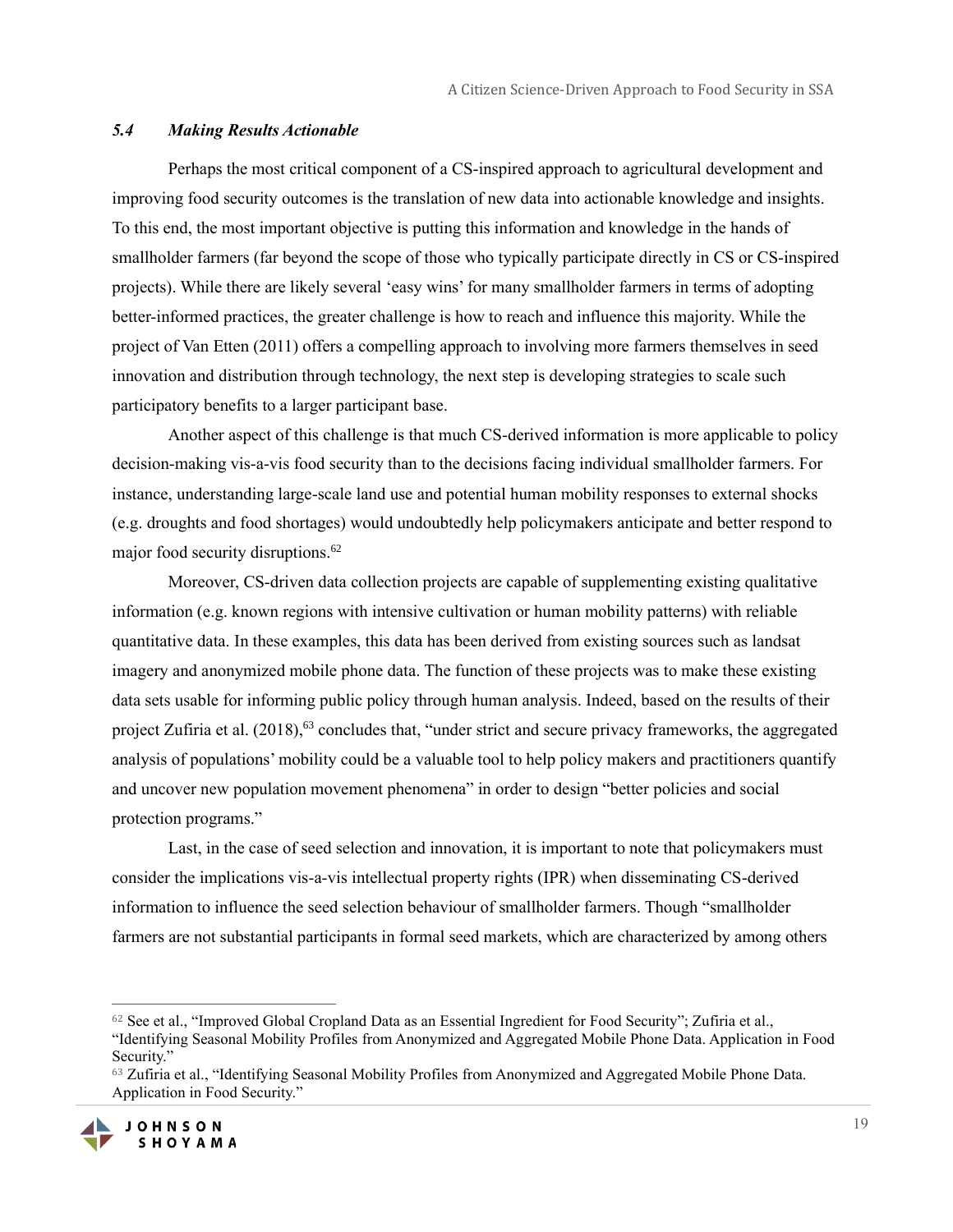### *5.4 Making Results Actionable*

Perhaps the most critical component of a CS-inspired approach to agricultural development and improving food security outcomes is the translation of new data into actionable knowledge and insights. To this end, the most important objective is putting this information and knowledge in the hands of smallholder farmers (far beyond the scope of those who typically participate directly in CS or CS-inspired projects). While there are likely several 'easy wins' for many smallholder farmers in terms of adopting better-informed practices, the greater challenge is how to reach and influence this majority. While the project of Van Etten (2011) offers a compelling approach to involving more farmers themselves in seed innovation and distribution through technology, the next step is developing strategies to scale such participatory benefits to a larger participant base.

Another aspect of this challenge is that much CS-derived information is more applicable to policy decision-making vis-a-vis food security than to the decisions facing individual smallholder farmers. For instance, understanding large-scale land use and potential human mobility responses to external shocks (e.g. droughts and food shortages) would undoubtedly help policymakers anticipate and better respond to major food security disruptions.[62]

Moreover, CS-driven data collection projects are capable of supplementing existing qualitative information (e.g. known regions with intensive cultivation or human mobility patterns) with reliable quantitative data. In these examples, this data has been derived from existing sources such as landsat imagery and anonymized mobile phone data. The function of these projects was to make these existing data sets usable for informing public policy through human analysis. Indeed, based on the results of their project Zufiria et al. (2018),[63] concludes that, "under strict and secure privacy frameworks, the aggregated analysis of populations' mobility could be a valuable tool to help policy makers and practitioners quantify and uncover new population movement phenomena" in order to design "better policies and social protection programs."

Last, in the case of seed selection and innovation, it is important to note that policymakers must consider the implications vis-a-vis intellectual property rights (IPR) when disseminating CS-derived information to influence the seed selection behaviour of smallholder farmers. Though "smallholder farmers are not substantial participants in formal seed markets, which are characterized by among others

---

[62] See et al., "Improved Global Cropland Data as an Essential Ingredient for Food Security"; Zufiria et al., "Identifying Seasonal Mobility Profiles from Anonymized and Aggregated Mobile Phone Data. Application in Food Security."

[63] Zufiria et al., "Identifying Seasonal Mobility Profiles from Anonymized and Aggregated Mobile Phone Data. Application in Food Security."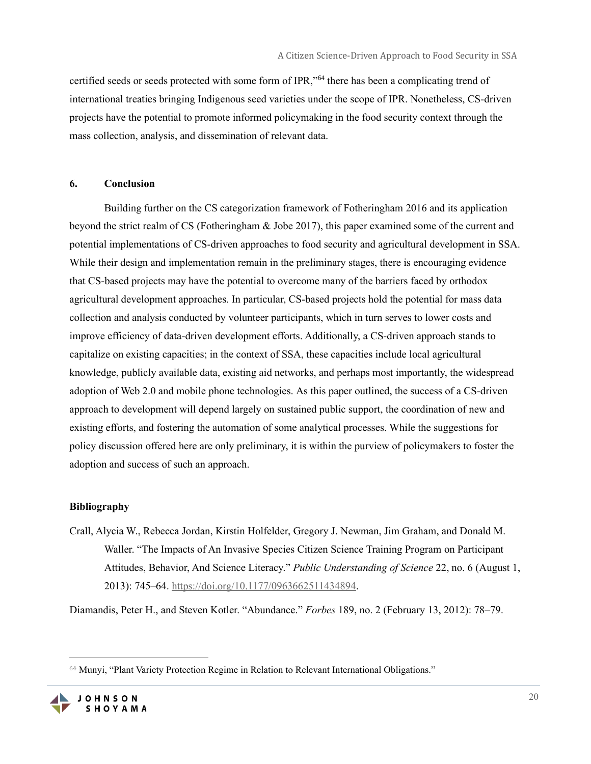certified seeds or seeds protected with some form of IPR,"[64] there has been a complicating trend of international treaties bringing Indigenous seed varieties under the scope of IPR. Nonetheless, CS-driven projects have the potential to promote informed policymaking in the food security context through the mass collection, analysis, and dissemination of relevant data.

## 6. Conclusion

Building further on the CS categorization framework of Fotheringham 2016 and its application beyond the strict realm of CS (Fotheringham & Jobe 2017), this paper examined some of the current and potential implementations of CS-driven approaches to food security and agricultural development in SSA. While their design and implementation remain in the preliminary stages, there is encouraging evidence that CS-based projects may have the potential to overcome many of the barriers faced by orthodox agricultural development approaches. In particular, CS-based projects hold the potential for mass data collection and analysis conducted by volunteer participants, which in turn serves to lower costs and improve efficiency of data-driven development efforts. Additionally, a CS-driven approach stands to capitalize on existing capacities; in the context of SSA, these capacities include local agricultural knowledge, publicly available data, existing aid networks, and perhaps most importantly, the widespread adoption of Web 2.0 and mobile phone technologies. As this paper outlined, the success of a CS-driven approach to development will depend largely on sustained public support, the coordination of new and existing efforts, and fostering the automation of some analytical processes. While the suggestions for policy discussion offered here are only preliminary, it is within the purview of policymakers to foster the adoption and success of such an approach.

## Bibliography

Crall, Alycia W., Rebecca Jordan, Kirstin Holfelder, Gregory J. Newman, Jim Graham, and Donald M. Waller. "The Impacts of An Invasive Species Citizen Science Training Program on Participant Attitudes, Behavior, And Science Literacy." *Public Understanding of Science* 22, no. 6 (August 1, 2013): 745–64. https://doi.org/10.1177/0963662511434894.

Diamandis, Peter H., and Steven Kotler. "Abundance." *Forbes* 189, no. 2 (February 13, 2012): 78–79.

---

[64] Munyi, "Plant Variety Protection Regime in Relation to Relevant International Obligations."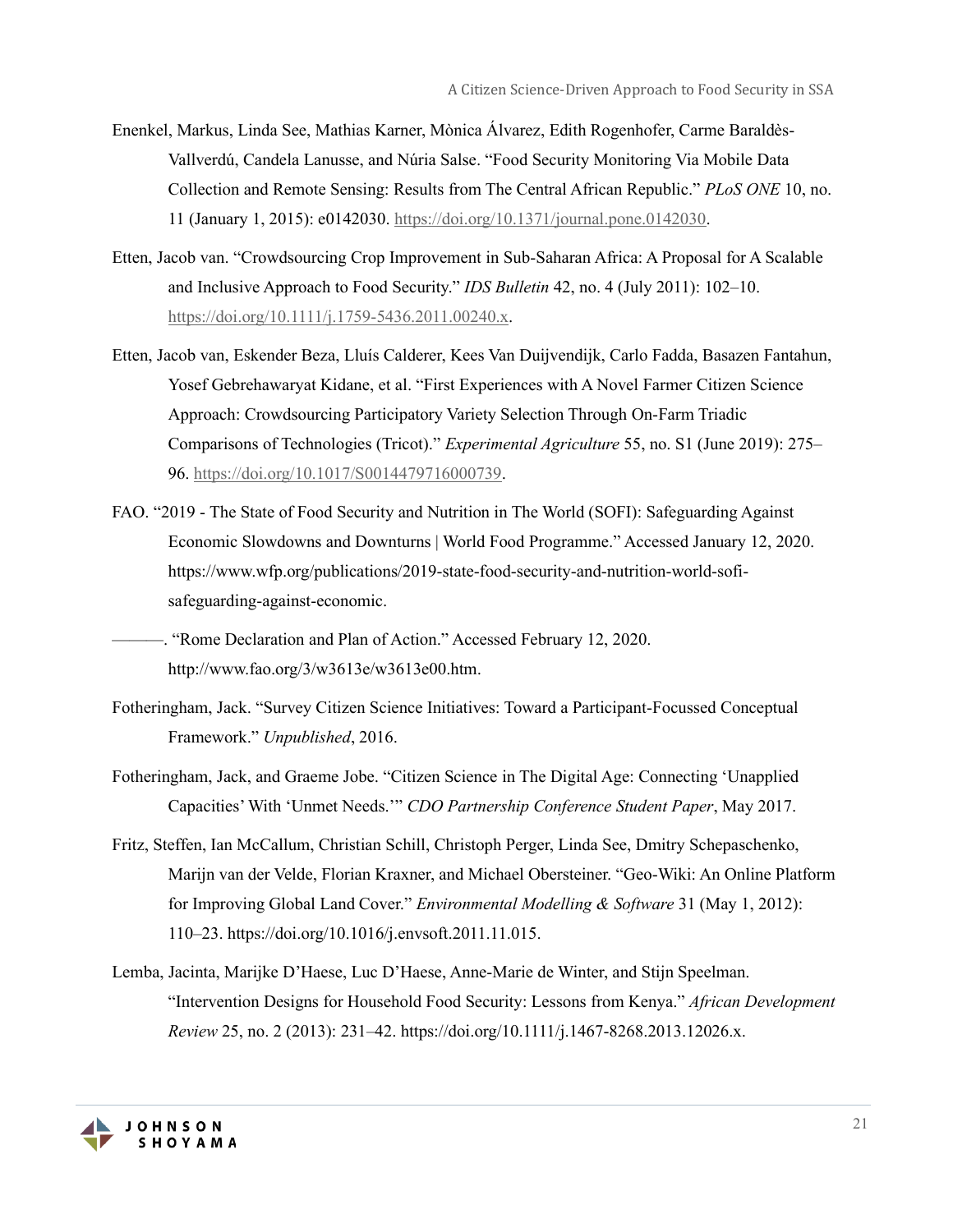Enenkel, Markus, Linda See, Mathias Karner, Mònica Álvarez, Edith Rogenhofer, Carme Baraldès-Vallverdú, Candela Lanusse, and Núria Salse. "Food Security Monitoring Via Mobile Data Collection and Remote Sensing: Results from The Central African Republic." *PLoS ONE* 10, no. 11 (January 1, 2015): e0142030. https://doi.org/10.1371/journal.pone.0142030.

Etten, Jacob van. "Crowdsourcing Crop Improvement in Sub-Saharan Africa: A Proposal for A Scalable and Inclusive Approach to Food Security." *IDS Bulletin* 42, no. 4 (July 2011): 102–10. https://doi.org/10.1111/j.1759-5436.2011.00240.x.

Etten, Jacob van, Eskender Beza, Lluís Calderer, Kees Van Duijvendijk, Carlo Fadda, Basazen Fantahun, Yosef Gebrehawaryat Kidane, et al. "First Experiences with A Novel Farmer Citizen Science Approach: Crowdsourcing Participatory Variety Selection Through On-Farm Triadic Comparisons of Technologies (Tricot)." *Experimental Agriculture* 55, no. S1 (June 2019): 275–96. https://doi.org/10.1017/S0014479716000739.

FAO. "2019 - The State of Food Security and Nutrition in The World (SOFI): Safeguarding Against Economic Slowdowns and Downturns | World Food Programme." Accessed January 12, 2020. https://www.wfp.org/publications/2019-state-food-security-and-nutrition-world-sofi-safeguarding-against-economic.

———. "Rome Declaration and Plan of Action." Accessed February 12, 2020. http://www.fao.org/3/w3613e/w3613e00.htm.

Fotheringham, Jack. "Survey Citizen Science Initiatives: Toward a Participant-Focussed Conceptual Framework." *Unpublished*, 2016.

Fotheringham, Jack, and Graeme Jobe. "Citizen Science in The Digital Age: Connecting 'Unapplied Capacities' With 'Unmet Needs.'" *CDO Partnership Conference Student Paper*, May 2017.

Fritz, Steffen, Ian McCallum, Christian Schill, Christoph Perger, Linda See, Dmitry Schepaschenko, Marijn van der Velde, Florian Kraxner, and Michael Obersteiner. "Geo-Wiki: An Online Platform for Improving Global Land Cover." *Environmental Modelling & Software* 31 (May 1, 2012): 110–23. https://doi.org/10.1016/j.envsoft.2011.11.015.

Lemba, Jacinta, Marijke D'Haese, Luc D'Haese, Anne-Marie de Winter, and Stijn Speelman. "Intervention Designs for Household Food Security: Lessons from Kenya." *African Development Review* 25, no. 2 (2013): 231–42. https://doi.org/10.1111/j.1467-8268.2013.12026.x.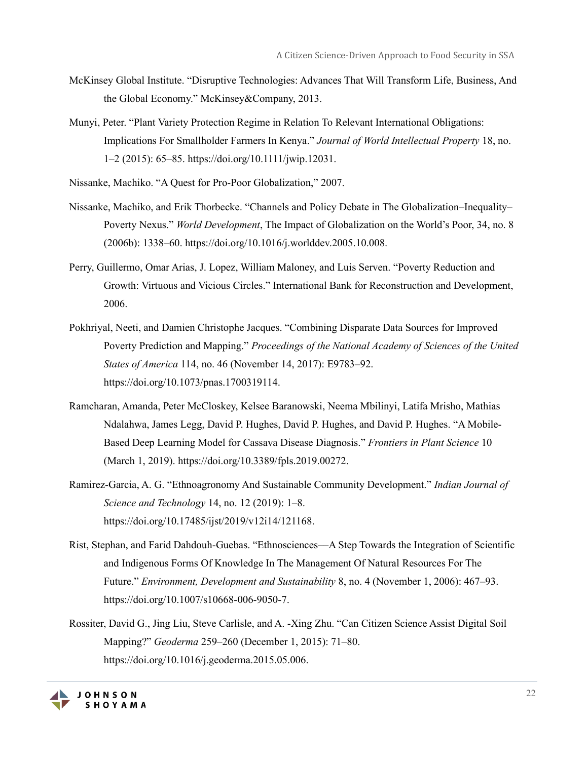McKinsey Global Institute. “Disruptive Technologies: Advances That Will Transform Life, Business, And the Global Economy.” McKinsey&Company, 2013.

Munyi, Peter. “Plant Variety Protection Regime in Relation To Relevant International Obligations: Implications For Smallholder Farmers In Kenya.” *Journal of World Intellectual Property* 18, no. 1–2 (2015): 65–85. https://doi.org/10.1111/jwip.12031.

Nissanke, Machiko. “A Quest for Pro-Poor Globalization,” 2007.

Nissanke, Machiko, and Erik Thorbecke. “Channels and Policy Debate in The Globalization–Inequality–Poverty Nexus.” *World Development*, The Impact of Globalization on the World’s Poor, 34, no. 8 (2006b): 1338–60. https://doi.org/10.1016/j.worlddev.2005.10.008.

Perry, Guillermo, Omar Arias, J. Lopez, William Maloney, and Luis Serven. “Poverty Reduction and Growth: Virtuous and Vicious Circles.” International Bank for Reconstruction and Development, 2006.

Pokhriyal, Neeti, and Damien Christophe Jacques. “Combining Disparate Data Sources for Improved Poverty Prediction and Mapping.” *Proceedings of the National Academy of Sciences of the United States of America* 114, no. 46 (November 14, 2017): E9783–92. https://doi.org/10.1073/pnas.1700319114.

Ramcharan, Amanda, Peter McCloskey, Kelsee Baranowski, Neema Mbilinyi, Latifa Mrisho, Mathias Ndalahwa, James Legg, David P. Hughes, David P. Hughes, and David P. Hughes. “A Mobile-Based Deep Learning Model for Cassava Disease Diagnosis.” *Frontiers in Plant Science* 10 (March 1, 2019). https://doi.org/10.3389/fpls.2019.00272.

Ramirez-Garcia, A. G. “Ethnoagronomy And Sustainable Community Development.” *Indian Journal of Science and Technology* 14, no. 12 (2019): 1–8. https://doi.org/10.17485/ijst/2019/v12i14/121168.

Rist, Stephan, and Farid Dahdouh-Guebas. “Ethnosciences—A Step Towards the Integration of Scientific and Indigenous Forms Of Knowledge In The Management Of Natural Resources For The Future.” *Environment, Development and Sustainability* 8, no. 4 (November 1, 2006): 467–93. https://doi.org/10.1007/s10668-006-9050-7.

Rossiter, David G., Jing Liu, Steve Carlisle, and A. -Xing Zhu. “Can Citizen Science Assist Digital Soil Mapping?” *Geoderma* 259–260 (December 1, 2015): 71–80. https://doi.org/10.1016/j.geoderma.2015.05.006.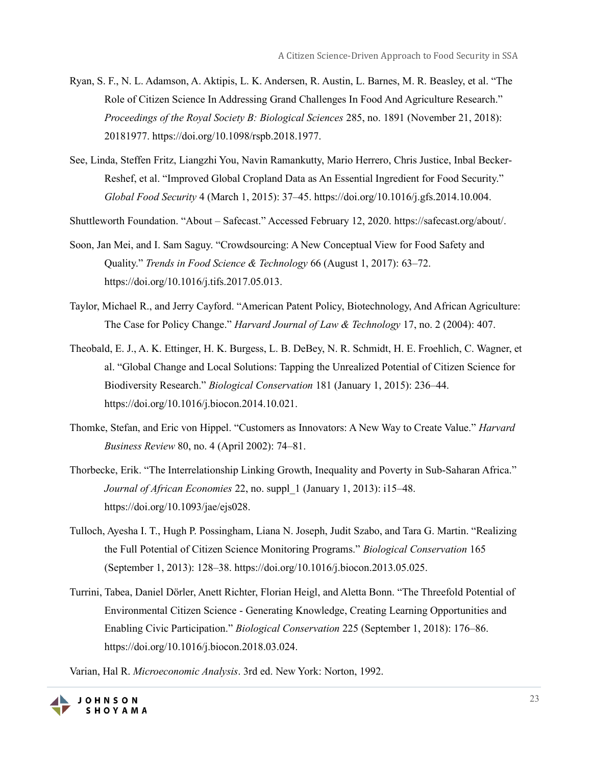Ryan, S. F., N. L. Adamson, A. Aktipis, L. K. Andersen, R. Austin, L. Barnes, M. R. Beasley, et al. "The Role of Citizen Science In Addressing Grand Challenges In Food And Agriculture Research." *Proceedings of the Royal Society B: Biological Sciences* 285, no. 1891 (November 21, 2018): 20181977. https://doi.org/10.1098/rspb.2018.1977.

See, Linda, Steffen Fritz, Liangzhi You, Navin Ramankutty, Mario Herrero, Chris Justice, Inbal Becker-Reshef, et al. "Improved Global Cropland Data as An Essential Ingredient for Food Security." *Global Food Security* 4 (March 1, 2015): 37–45. https://doi.org/10.1016/j.gfs.2014.10.004.

Shuttleworth Foundation. "About – Safecast." Accessed February 12, 2020. https://safecast.org/about/.

Soon, Jan Mei, and I. Sam Saguy. "Crowdsourcing: A New Conceptual View for Food Safety and Quality." *Trends in Food Science & Technology* 66 (August 1, 2017): 63–72. https://doi.org/10.1016/j.tifs.2017.05.013.

Taylor, Michael R., and Jerry Cayford. "American Patent Policy, Biotechnology, And African Agriculture: The Case for Policy Change." *Harvard Journal of Law & Technology* 17, no. 2 (2004): 407.

Theobald, E. J., A. K. Ettinger, H. K. Burgess, L. B. DeBey, N. R. Schmidt, H. E. Froehlich, C. Wagner, et al. "Global Change and Local Solutions: Tapping the Unrealized Potential of Citizen Science for Biodiversity Research." *Biological Conservation* 181 (January 1, 2015): 236–44. https://doi.org/10.1016/j.biocon.2014.10.021.

Thomke, Stefan, and Eric von Hippel. "Customers as Innovators: A New Way to Create Value." *Harvard Business Review* 80, no. 4 (April 2002): 74–81.

Thorbecke, Erik. "The Interrelationship Linking Growth, Inequality and Poverty in Sub-Saharan Africa." *Journal of African Economies* 22, no. suppl_1 (January 1, 2013): i15–48. https://doi.org/10.1093/jae/ejs028.

Tulloch, Ayesha I. T., Hugh P. Possingham, Liana N. Joseph, Judit Szabo, and Tara G. Martin. "Realizing the Full Potential of Citizen Science Monitoring Programs." *Biological Conservation* 165 (September 1, 2013): 128–38. https://doi.org/10.1016/j.biocon.2013.05.025.

Turrini, Tabea, Daniel Dörler, Anett Richter, Florian Heigl, and Aletta Bonn. "The Threefold Potential of Environmental Citizen Science - Generating Knowledge, Creating Learning Opportunities and Enabling Civic Participation." *Biological Conservation* 225 (September 1, 2018): 176–86. https://doi.org/10.1016/j.biocon.2018.03.024.

Varian, Hal R. *Microeconomic Analysis*. 3rd ed. New York: Norton, 1992.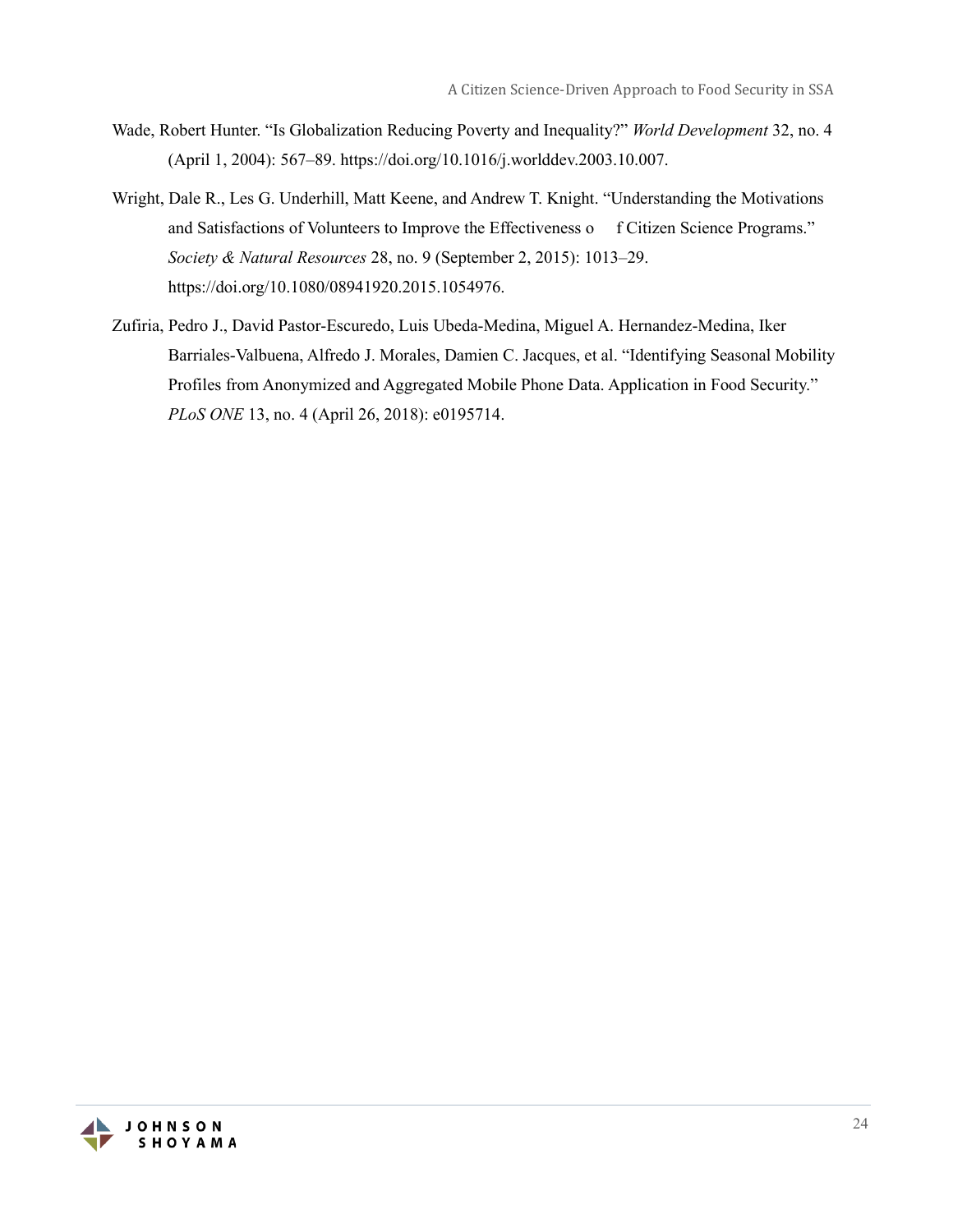Wade, Robert Hunter. "Is Globalization Reducing Poverty and Inequality?" *World Development* 32, no. 4 (April 1, 2004): 567–89. https://doi.org/10.1016/j.worlddev.2003.10.007.

Wright, Dale R., Les G. Underhill, Matt Keene, and Andrew T. Knight. "Understanding the Motivations and Satisfactions of Volunteers to Improve the Effectiveness o f Citizen Science Programs." *Society & Natural Resources* 28, no. 9 (September 2, 2015): 1013–29. https://doi.org/10.1080/08941920.2015.1054976.

Zufiria, Pedro J., David Pastor-Escuredo, Luis Ubeda-Medina, Miguel A. Hernandez-Medina, Iker Barriales-Valbuena, Alfredo J. Morales, Damien C. Jacques, et al. "Identifying Seasonal Mobility Profiles from Anonymized and Aggregated Mobile Phone Data. Application in Food Security." *PLoS ONE* 13, no. 4 (April 26, 2018): e0195714.